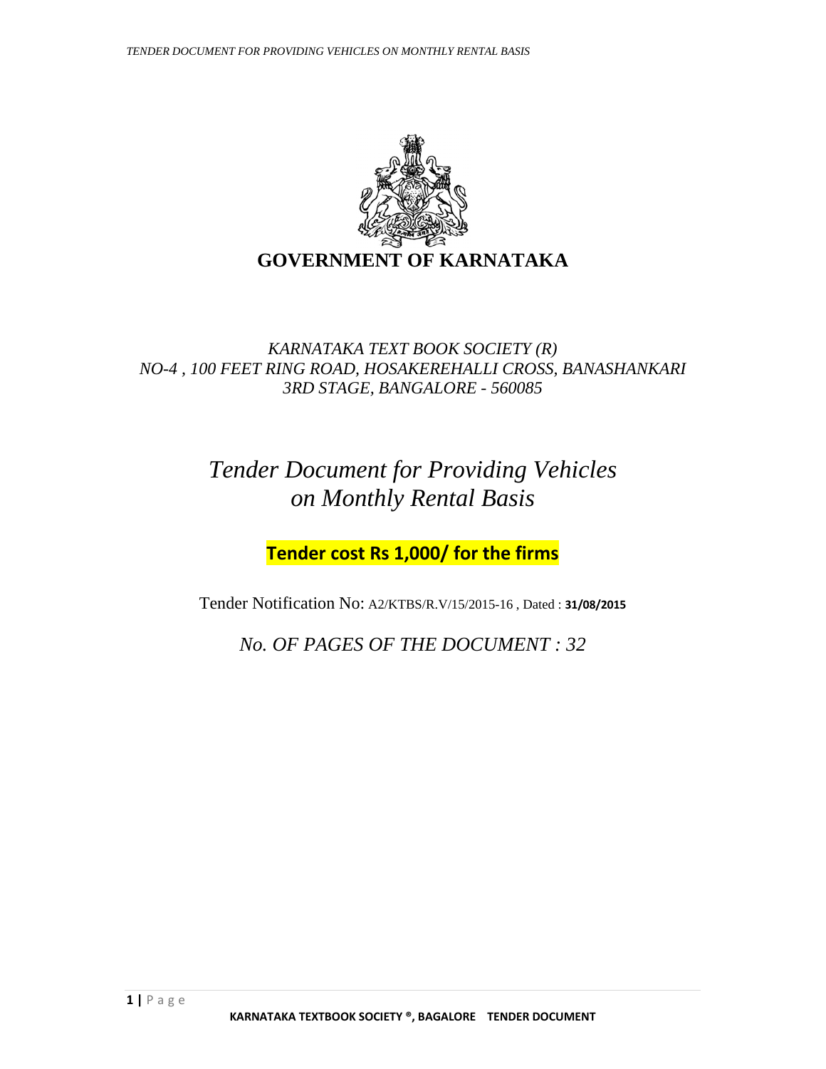# GOVERNMENT OF KARNATAKA

*KARNATAKA TEXT BOOK SOCIETY (R)*
*NO-4 , 100 FEET RING ROAD, HOSAKEREHALLI CROSS, BANASHANKARI 3RD STAGE, BANGALORE - 560085*

# *Tender Document for Providing Vehicles on Monthly Rental Basis*

**Tender cost Rs 1,000/ for the firms**

Tender Notification No: A2/KTBS/R.V/15/2015-16 , Dated : **31/08/2015**

*No. OF PAGES OF THE DOCUMENT : 32*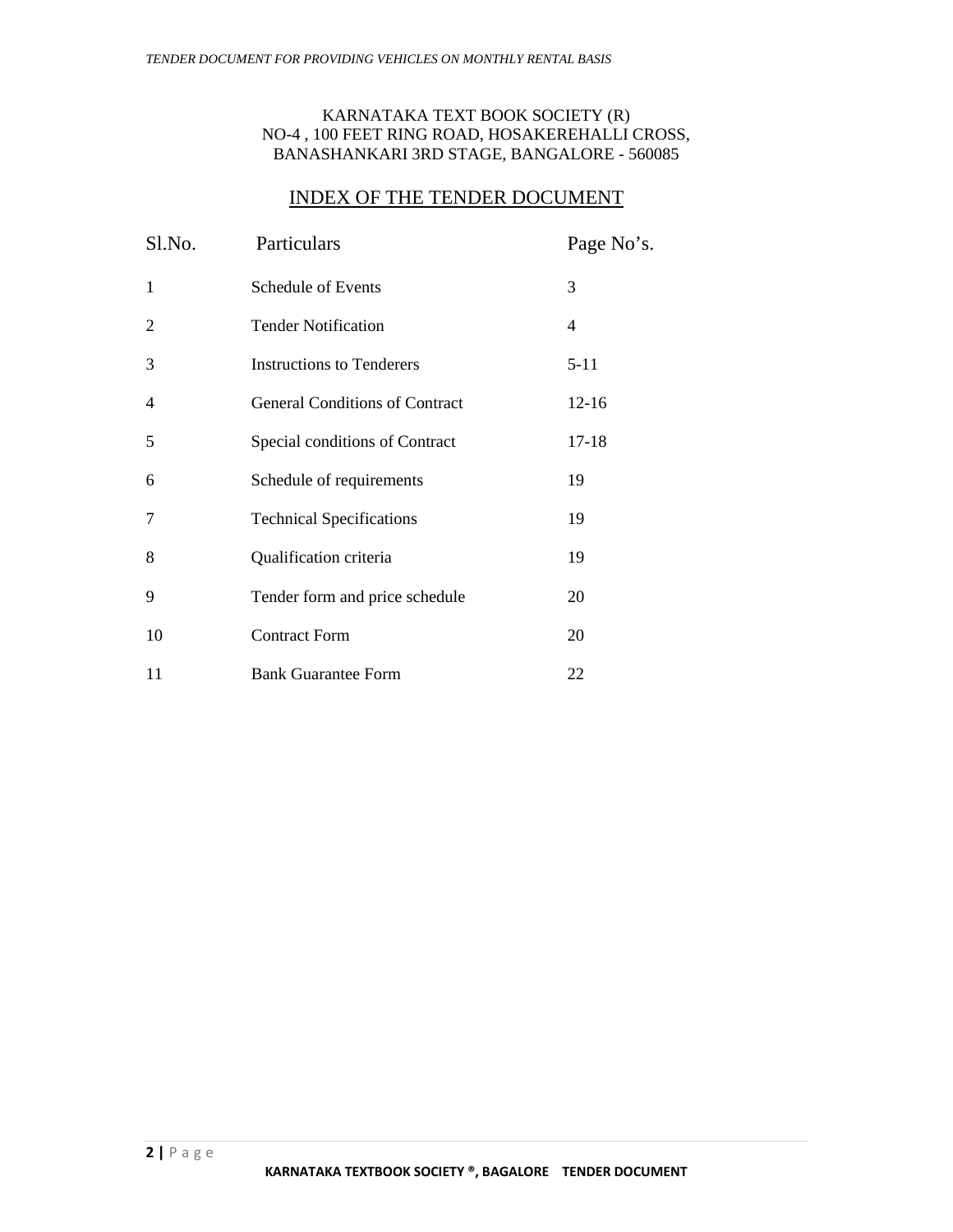KARNATAKA TEXT BOOK SOCIETY (R)
NO-4 , 100 FEET RING ROAD, HOSAKEREHALLI CROSS,
BANASHANKARI 3RD STAGE, BANGALORE - 560085

## INDEX OF THE TENDER DOCUMENT

| Sl.No. | Particulars | Page No's. |
|---|---|---|
| 1 | Schedule of Events | 3 |
| 2 | Tender Notification | 4 |
| 3 | Instructions to Tenderers | 5-11 |
| 4 | General Conditions of Contract | 12-16 |
| 5 | Special conditions of Contract | 17-18 |
| 6 | Schedule of requirements | 19 |
| 7 | Technical Specifications | 19 |
| 8 | Qualification criteria | 19 |
| 9 | Tender form and price schedule | 20 |
| 10 | Contract Form | 20 |
| 11 | Bank Guarantee Form | 22 |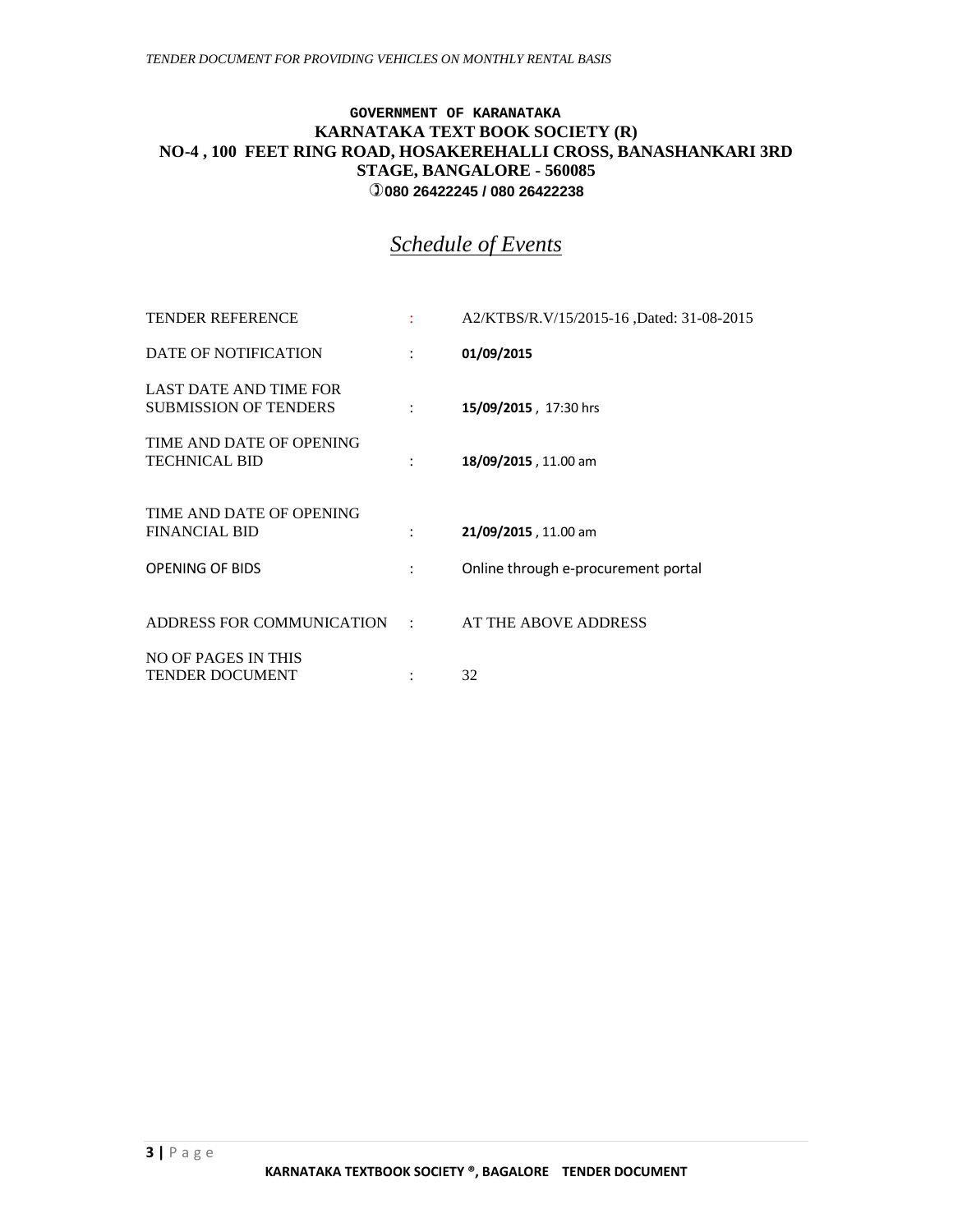**GOVERNMENT OF KARANATAKA**
**KARNATAKA TEXT BOOK SOCIETY (R)**
**NO-4 , 100 FEET RING ROAD, HOSAKEREHALLI CROSS, BANASHANKARI 3RD STAGE, BANGALORE - 560085**
**080 26422245 / 080 26422238**

## *Schedule of Events*

| | | |
|---|---|---|
| TENDER REFERENCE | : | A2/KTBS/R.V/15/2015-16 ,Dated: 31-08-2015 |
| DATE OF NOTIFICATION | : | **01/09/2015** |
| LAST DATE AND TIME FOR SUBMISSION OF TENDERS | : | **15/09/2015** , 17:30 hrs |
| TIME AND DATE OF OPENING TECHNICAL BID | : | **18/09/2015** , 11.00 am |
| TIME AND DATE OF OPENING FINANCIAL BID | : | **21/09/2015** , 11.00 am |
| OPENING OF BIDS | : | Online through e-procurement portal |
| ADDRESS FOR COMMUNICATION | : | AT THE ABOVE ADDRESS |
| NO OF PAGES IN THIS TENDER DOCUMENT | : | 32 |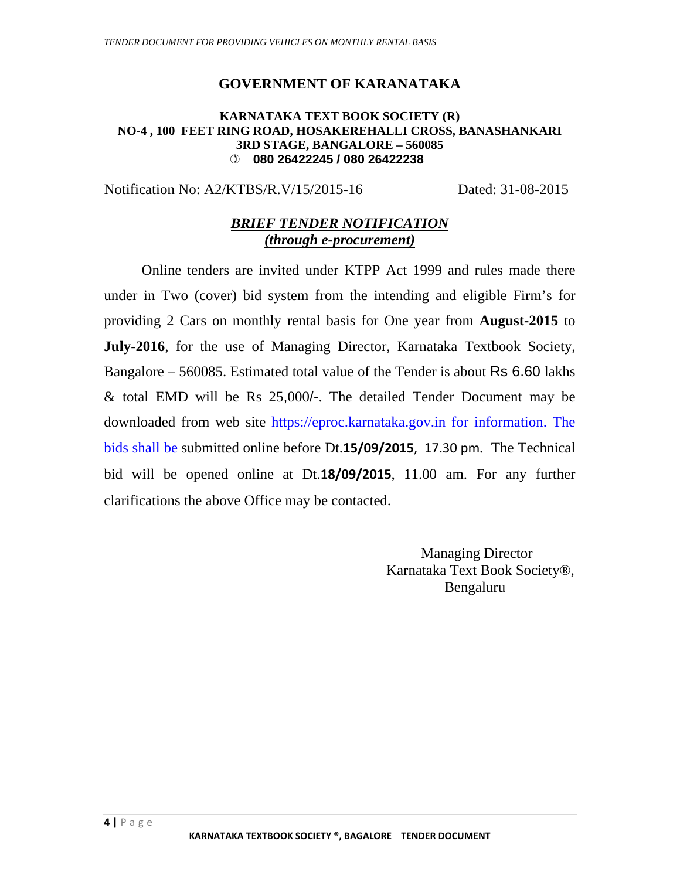# GOVERNMENT OF KARANATAKA

**KARNATAKA TEXT BOOK SOCIETY (R)**
**NO-4 , 100 FEET RING ROAD, HOSAKEREHALLI CROSS, BANASHANKARI 3RD STAGE, BANGALORE – 560085**
**080 26422245 / 080 26422238**

Notification No: A2/KTBS/R.V/15/2015-16 Dated: 31-08-2015

## ***BRIEF TENDER NOTIFICATION***
***(through e-procurement)***

Online tenders are invited under KTPP Act 1999 and rules made there under in Two (cover) bid system from the intending and eligible Firm's for providing 2 Cars on monthly rental basis for One year from **August-2015** to **July-2016**, for the use of Managing Director, Karnataka Textbook Society, Bangalore – 560085. Estimated total value of the Tender is about Rs 6.60 lakhs & total EMD will be Rs 25,000/-. The detailed Tender Document may be downloaded from web site https://eproc.karnataka.gov.in for information. The bids shall be submitted online before Dt.**15/09/2015**, 17.30 pm. The Technical bid will be opened online at Dt.**18/09/2015**, 11.00 am. For any further clarifications the above Office may be contacted.

Managing Director
Karnataka Text Book Society®,
Bengaluru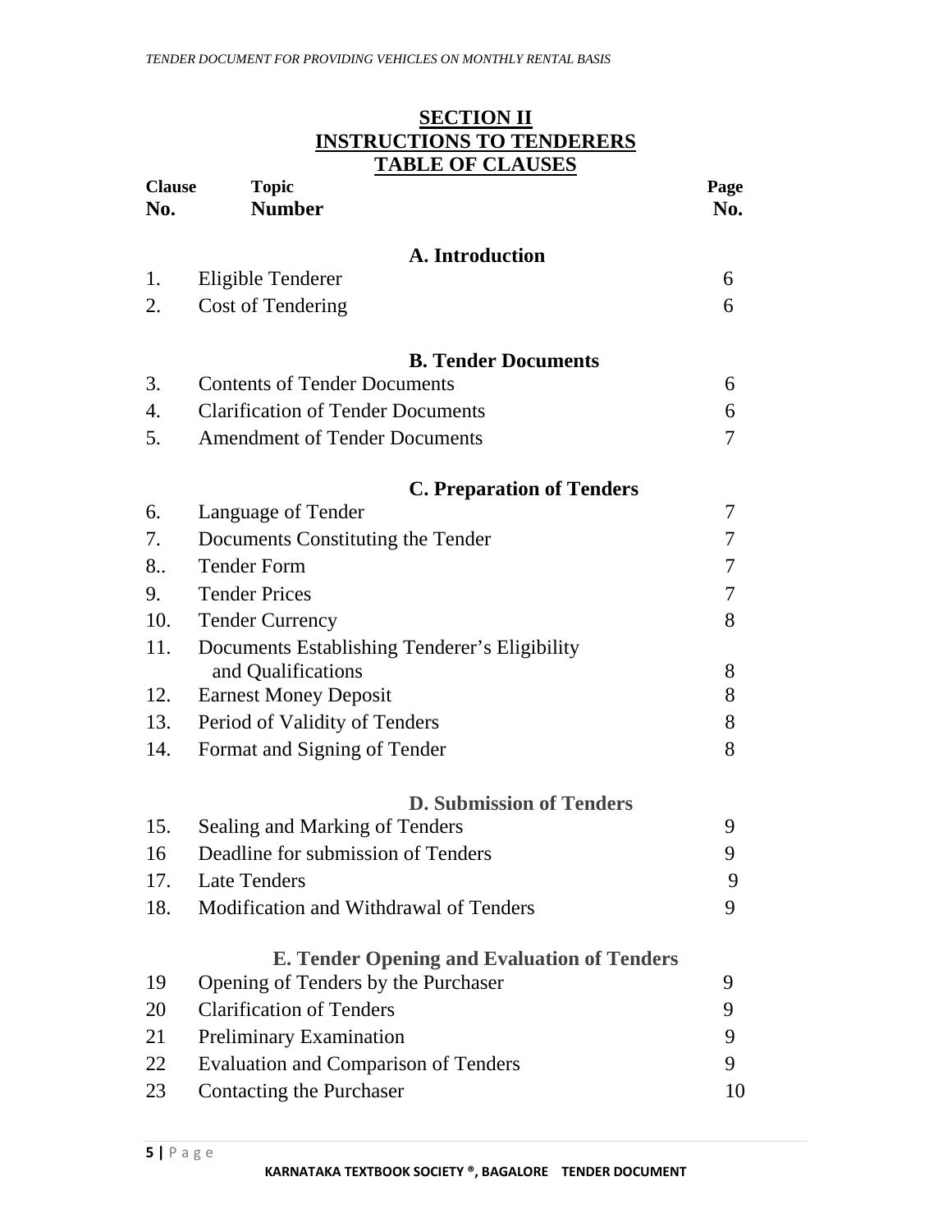## SECTION II
## INSTRUCTIONS TO TENDERERS
## TABLE OF CLAUSES

| Clause No. | Topic Number | Page No. |
|---|---|---|
| | **A. Introduction** | |
| 1. | Eligible Tenderer | 6 |
| 2. | Cost of Tendering | 6 |
| | **B. Tender Documents** | |
| 3. | Contents of Tender Documents | 6 |
| 4. | Clarification of Tender Documents | 6 |
| 5. | Amendment of Tender Documents | 7 |
| | **C. Preparation of Tenders** | |
| 6. | Language of Tender | 7 |
| 7. | Documents Constituting the Tender | 7 |
| 8.. | Tender Form | 7 |
| 9. | Tender Prices | 7 |
| 10. | Tender Currency | 8 |
| 11. | Documents Establishing Tenderer's Eligibility and Qualifications | 8 |
| 12. | Earnest Money Deposit | 8 |
| 13. | Period of Validity of Tenders | 8 |
| 14. | Format and Signing of Tender | 8 |
| | **D. Submission of Tenders** | |
| 15. | Sealing and Marking of Tenders | 9 |
| 16 | Deadline for submission of Tenders | 9 |
| 17. | Late Tenders | 9 |
| 18. | Modification and Withdrawal of Tenders | 9 |
| | **E. Tender Opening and Evaluation of Tenders** | |
| 19 | Opening of Tenders by the Purchaser | 9 |
| 20 | Clarification of Tenders | 9 |
| 21 | Preliminary Examination | 9 |
| 22 | Evaluation and Comparison of Tenders | 9 |
| 23 | Contacting the Purchaser | 10 |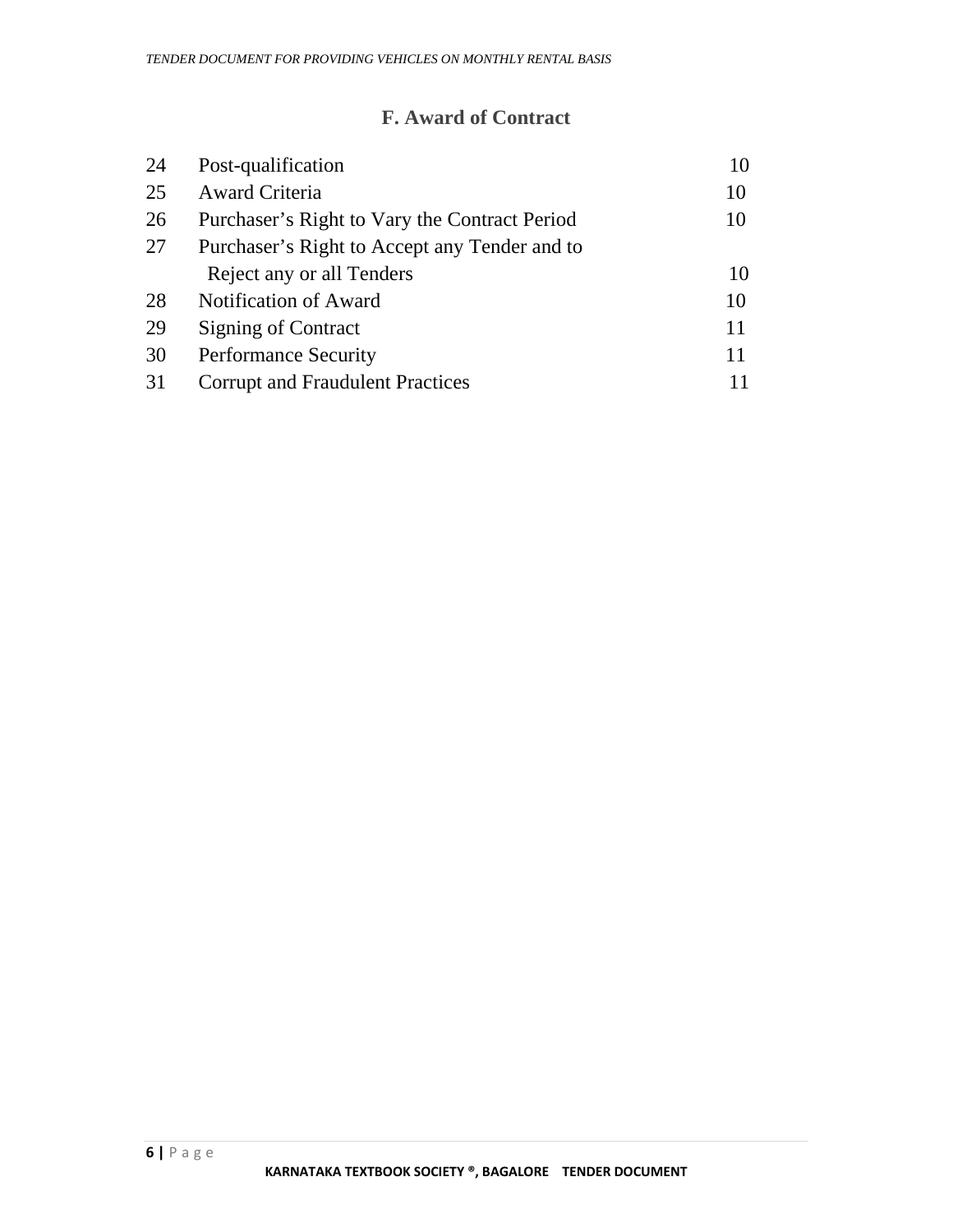## F. Award of Contract

| | | |
|---|---|---|
| 24 | Post-qualification | 10 |
| 25 | Award Criteria | 10 |
| 26 | Purchaser's Right to Vary the Contract Period | 10 |
| 27 | Purchaser's Right to Accept any Tender and to Reject any or all Tenders | 10 |
| 28 | Notification of Award | 10 |
| 29 | Signing of Contract | 11 |
| 30 | Performance Security | 11 |
| 31 | Corrupt and Fraudulent Practices | 11 |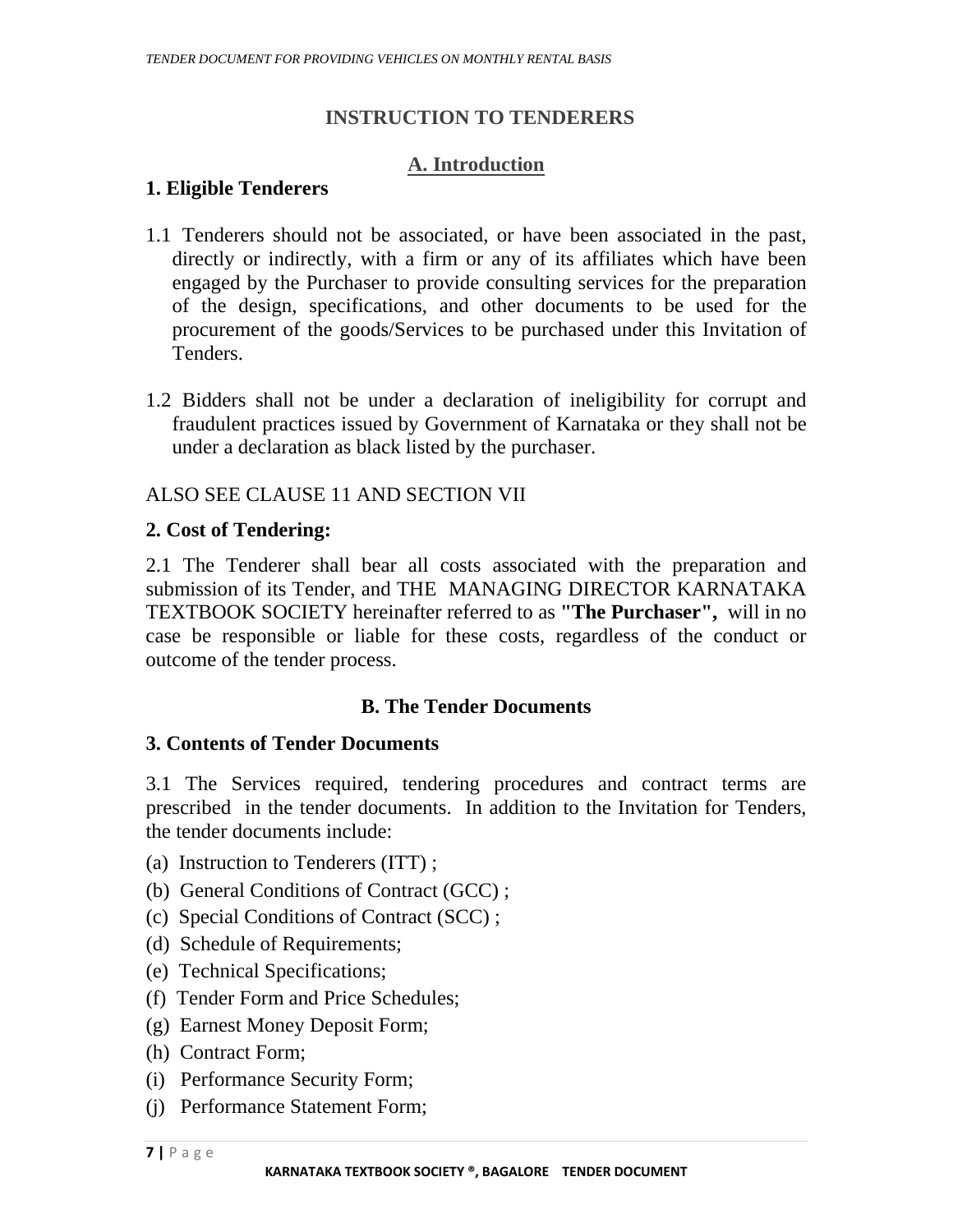## INSTRUCTION TO TENDERERS

### A. Introduction

### 1. Eligible Tenderers

1.1 Tenderers should not be associated, or have been associated in the past, directly or indirectly, with a firm or any of its affiliates which have been engaged by the Purchaser to provide consulting services for the preparation of the design, specifications, and other documents to be used for the procurement of the goods/Services to be purchased under this Invitation of Tenders.

1.2 Bidders shall not be under a declaration of ineligibility for corrupt and fraudulent practices issued by Government of Karnataka or they shall not be under a declaration as black listed by the purchaser.

ALSO SEE CLAUSE 11 AND SECTION VII

### 2. Cost of Tendering:

2.1 The Tenderer shall bear all costs associated with the preparation and submission of its Tender, and THE MANAGING DIRECTOR KARNATAKA TEXTBOOK SOCIETY hereinafter referred to as **"The Purchaser",** will in no case be responsible or liable for these costs, regardless of the conduct or outcome of the tender process.

### B. The Tender Documents

### 3. Contents of Tender Documents

3.1 The Services required, tendering procedures and contract terms are prescribed in the tender documents. In addition to the Invitation for Tenders, the tender documents include:

(a) Instruction to Tenderers (ITT) ;
(b) General Conditions of Contract (GCC) ;
(c) Special Conditions of Contract (SCC) ;
(d) Schedule of Requirements;
(e) Technical Specifications;
(f) Tender Form and Price Schedules;
(g) Earnest Money Deposit Form;
(h) Contract Form;
(i) Performance Security Form;
(j) Performance Statement Form;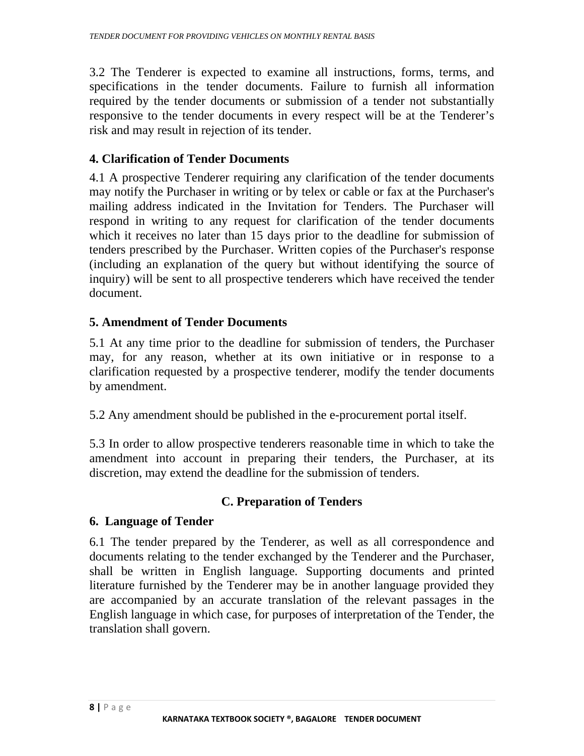3.2 The Tenderer is expected to examine all instructions, forms, terms, and specifications in the tender documents. Failure to furnish all information required by the tender documents or submission of a tender not substantially responsive to the tender documents in every respect will be at the Tenderer's risk and may result in rejection of its tender.

### 4. Clarification of Tender Documents

4.1 A prospective Tenderer requiring any clarification of the tender documents may notify the Purchaser in writing or by telex or cable or fax at the Purchaser's mailing address indicated in the Invitation for Tenders. The Purchaser will respond in writing to any request for clarification of the tender documents which it receives no later than 15 days prior to the deadline for submission of tenders prescribed by the Purchaser. Written copies of the Purchaser's response (including an explanation of the query but without identifying the source of inquiry) will be sent to all prospective tenderers which have received the tender document.

### 5. Amendment of Tender Documents

5.1 At any time prior to the deadline for submission of tenders, the Purchaser may, for any reason, whether at its own initiative or in response to a clarification requested by a prospective tenderer, modify the tender documents by amendment.

5.2 Any amendment should be published in the e-procurement portal itself.

5.3 In order to allow prospective tenderers reasonable time in which to take the amendment into account in preparing their tenders, the Purchaser, at its discretion, may extend the deadline for the submission of tenders.

## C. Preparation of Tenders

### 6. Language of Tender

6.1 The tender prepared by the Tenderer, as well as all correspondence and documents relating to the tender exchanged by the Tenderer and the Purchaser, shall be written in English language. Supporting documents and printed literature furnished by the Tenderer may be in another language provided they are accompanied by an accurate translation of the relevant passages in the English language in which case, for purposes of interpretation of the Tender, the translation shall govern.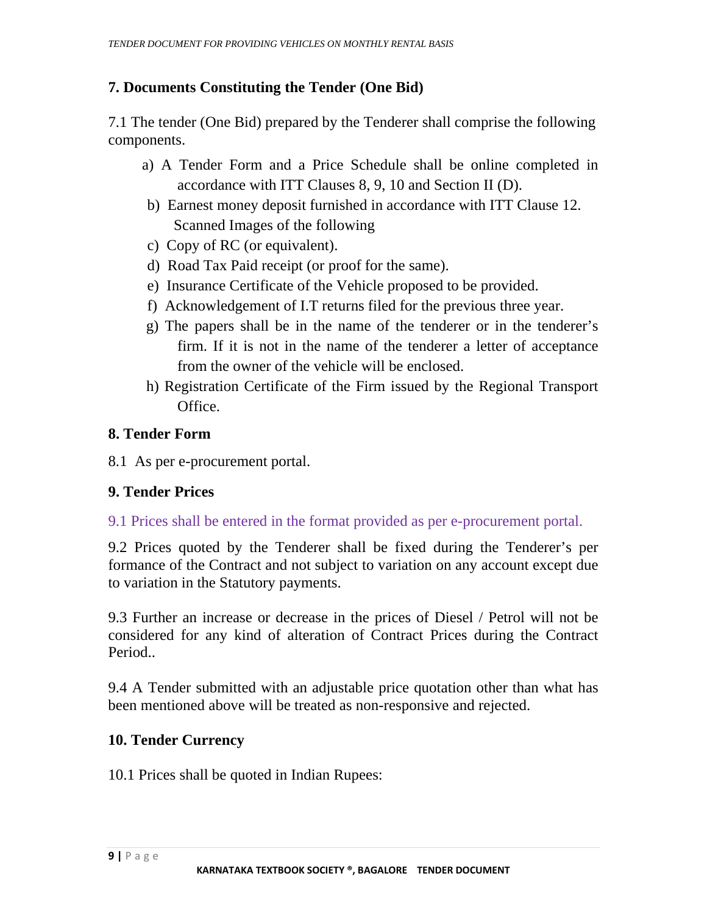## 7. Documents Constituting the Tender (One Bid)

7.1 The tender (One Bid) prepared by the Tenderer shall comprise the following components.

a) A Tender Form and a Price Schedule shall be online completed in accordance with ITT Clauses 8, 9, 10 and Section II (D).

b) Earnest money deposit furnished in accordance with ITT Clause 12.

Scanned Images of the following

c) Copy of RC (or equivalent).

d) Road Tax Paid receipt (or proof for the same).

e) Insurance Certificate of the Vehicle proposed to be provided.

f) Acknowledgement of I.T returns filed for the previous three year.

g) The papers shall be in the name of the tenderer or in the tenderer's firm. If it is not in the name of the tenderer a letter of acceptance from the owner of the vehicle will be enclosed.

h) Registration Certificate of the Firm issued by the Regional Transport Office.

## 8. Tender Form

8.1 As per e-procurement portal.

## 9. Tender Prices

9.1 Prices shall be entered in the format provided as per e-procurement portal.

9.2 Prices quoted by the Tenderer shall be fixed during the Tenderer's per formance of the Contract and not subject to variation on any account except due to variation in the Statutory payments.

9.3 Further an increase or decrease in the prices of Diesel / Petrol will not be considered for any kind of alteration of Contract Prices during the Contract Period..

9.4 A Tender submitted with an adjustable price quotation other than what has been mentioned above will be treated as non-responsive and rejected.

## 10. Tender Currency

10.1 Prices shall be quoted in Indian Rupees: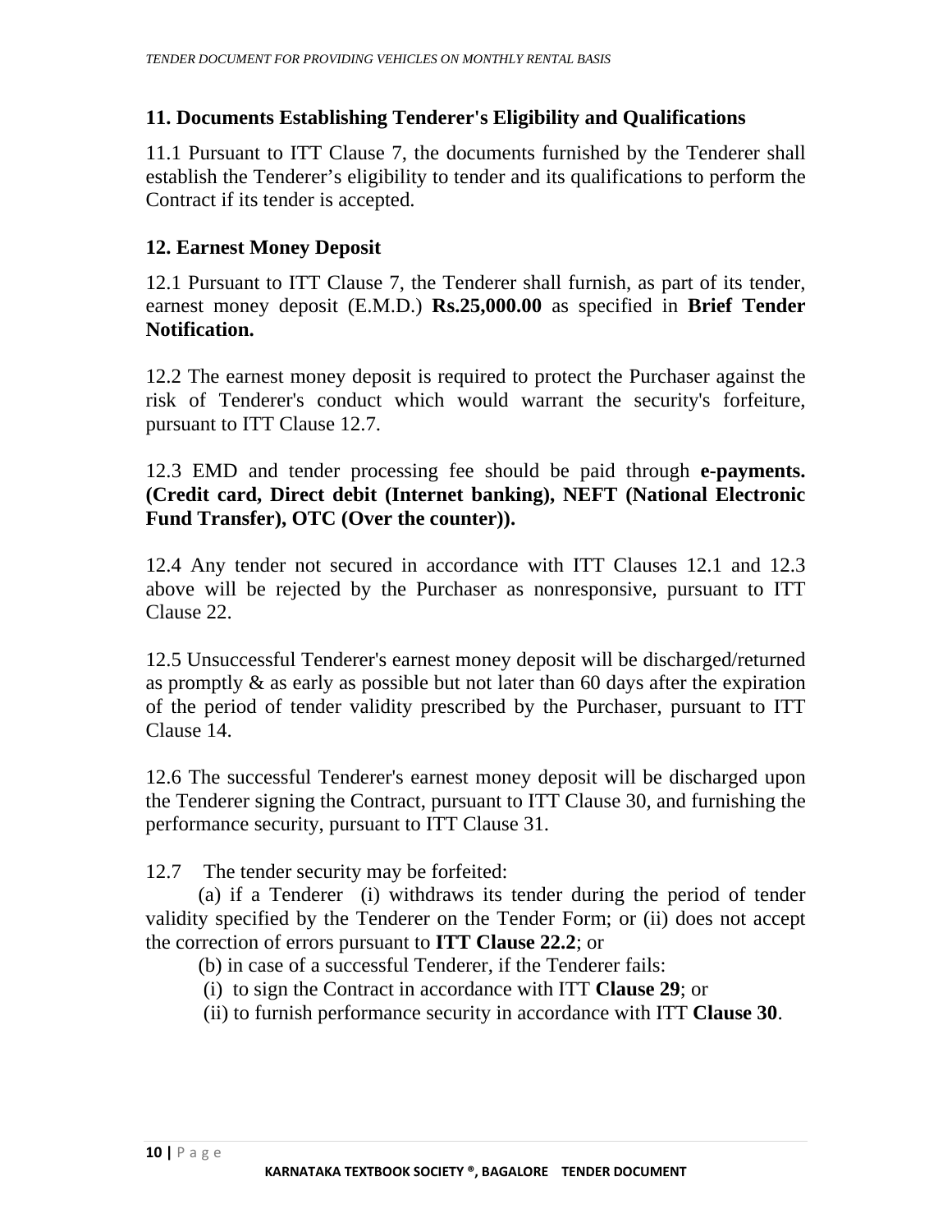## 11. Documents Establishing Tenderer's Eligibility and Qualifications

11.1 Pursuant to ITT Clause 7, the documents furnished by the Tenderer shall establish the Tenderer's eligibility to tender and its qualifications to perform the Contract if its tender is accepted.

## 12. Earnest Money Deposit

12.1 Pursuant to ITT Clause 7, the Tenderer shall furnish, as part of its tender, earnest money deposit (E.M.D.) **Rs.25,000.00** as specified in **Brief Tender Notification.**

12.2 The earnest money deposit is required to protect the Purchaser against the risk of Tenderer's conduct which would warrant the security's forfeiture, pursuant to ITT Clause 12.7.

12.3 EMD and tender processing fee should be paid through **e-payments. (Credit card, Direct debit (Internet banking), NEFT (National Electronic Fund Transfer), OTC (Over the counter)).**

12.4 Any tender not secured in accordance with ITT Clauses 12.1 and 12.3 above will be rejected by the Purchaser as nonresponsive, pursuant to ITT Clause 22.

12.5 Unsuccessful Tenderer's earnest money deposit will be discharged/returned as promptly & as early as possible but not later than 60 days after the expiration of the period of tender validity prescribed by the Purchaser, pursuant to ITT Clause 14.

12.6 The successful Tenderer's earnest money deposit will be discharged upon the Tenderer signing the Contract, pursuant to ITT Clause 30, and furnishing the performance security, pursuant to ITT Clause 31.

12.7 The tender security may be forfeited:

(a) if a Tenderer (i) withdraws its tender during the period of tender validity specified by the Tenderer on the Tender Form; or (ii) does not accept the correction of errors pursuant to **ITT Clause 22.2**; or

(b) in case of a successful Tenderer, if the Tenderer fails:

(i) to sign the Contract in accordance with ITT **Clause 29**; or

(ii) to furnish performance security in accordance with ITT **Clause 30**.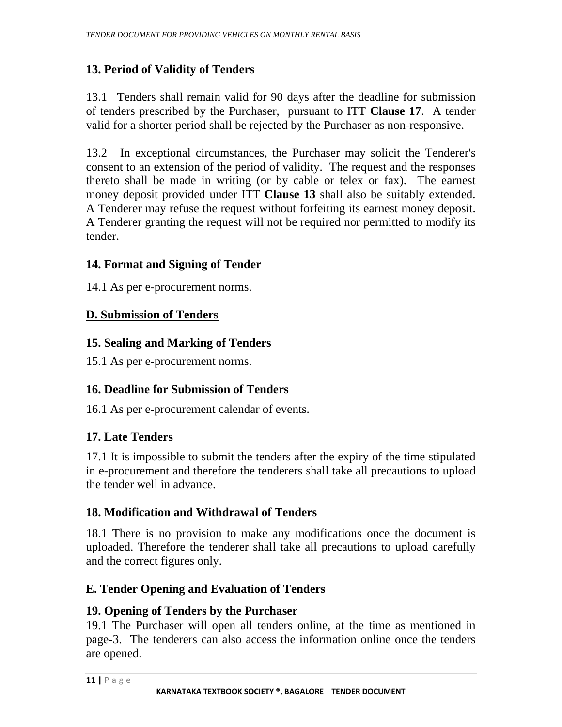## 13. Period of Validity of Tenders

13.1 Tenders shall remain valid for 90 days after the deadline for submission of tenders prescribed by the Purchaser, pursuant to ITT **Clause 17**. A tender valid for a shorter period shall be rejected by the Purchaser as non-responsive.

13.2 In exceptional circumstances, the Purchaser may solicit the Tenderer's consent to an extension of the period of validity. The request and the responses thereto shall be made in writing (or by cable or telex or fax). The earnest money deposit provided under ITT **Clause 13** shall also be suitably extended. A Tenderer may refuse the request without forfeiting its earnest money deposit. A Tenderer granting the request will not be required nor permitted to modify its tender.

## 14. Format and Signing of Tender

14.1 As per e-procurement norms.

## <u>D. Submission of Tenders</u>

## 15. Sealing and Marking of Tenders

15.1 As per e-procurement norms.

## 16. Deadline for Submission of Tenders

16.1 As per e-procurement calendar of events.

## 17. Late Tenders

17.1 It is impossible to submit the tenders after the expiry of the time stipulated in e-procurement and therefore the tenderers shall take all precautions to upload the tender well in advance.

## 18. Modification and Withdrawal of Tenders

18.1 There is no provision to make any modifications once the document is uploaded. Therefore the tenderer shall take all precautions to upload carefully and the correct figures only.

## E. Tender Opening and Evaluation of Tenders

## 19. Opening of Tenders by the Purchaser

19.1 The Purchaser will open all tenders online, at the time as mentioned in page-3. The tenderers can also access the information online once the tenders are opened.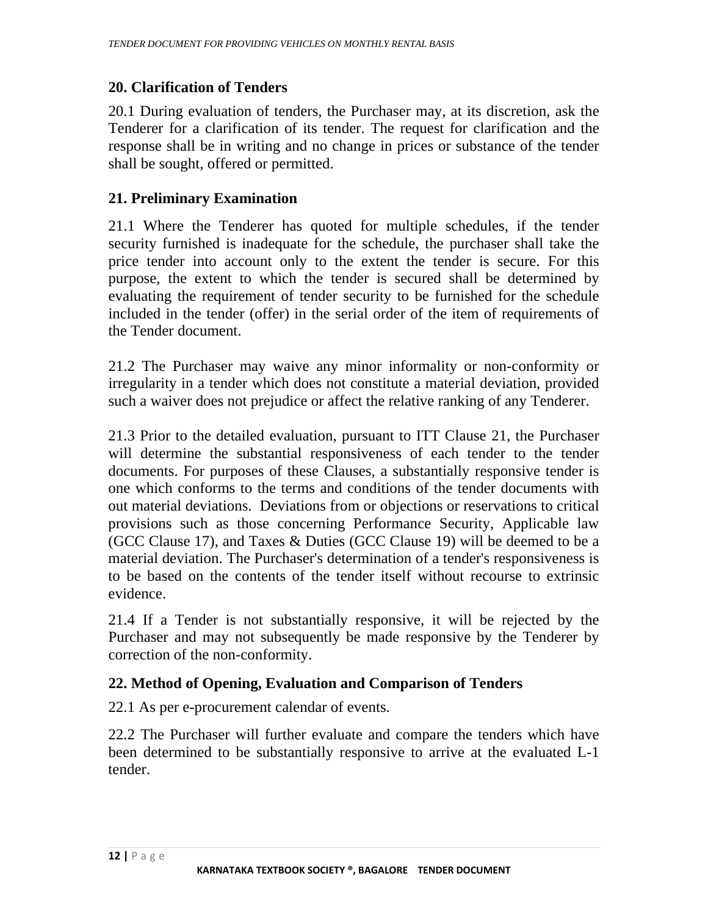## 20. Clarification of Tenders

20.1 During evaluation of tenders, the Purchaser may, at its discretion, ask the Tenderer for a clarification of its tender. The request for clarification and the response shall be in writing and no change in prices or substance of the tender shall be sought, offered or permitted.

## 21. Preliminary Examination

21.1 Where the Tenderer has quoted for multiple schedules, if the tender security furnished is inadequate for the schedule, the purchaser shall take the price tender into account only to the extent the tender is secure. For this purpose, the extent to which the tender is secured shall be determined by evaluating the requirement of tender security to be furnished for the schedule included in the tender (offer) in the serial order of the item of requirements of the Tender document.

21.2 The Purchaser may waive any minor informality or non-conformity or irregularity in a tender which does not constitute a material deviation, provided such a waiver does not prejudice or affect the relative ranking of any Tenderer.

21.3 Prior to the detailed evaluation, pursuant to ITT Clause 21, the Purchaser will determine the substantial responsiveness of each tender to the tender documents. For purposes of these Clauses, a substantially responsive tender is one which conforms to the terms and conditions of the tender documents with out material deviations. Deviations from or objections or reservations to critical provisions such as those concerning Performance Security, Applicable law (GCC Clause 17), and Taxes & Duties (GCC Clause 19) will be deemed to be a material deviation. The Purchaser's determination of a tender's responsiveness is to be based on the contents of the tender itself without recourse to extrinsic evidence.

21.4 If a Tender is not substantially responsive, it will be rejected by the Purchaser and may not subsequently be made responsive by the Tenderer by correction of the non-conformity.

## 22. Method of Opening, Evaluation and Comparison of Tenders

22.1 As per e-procurement calendar of events.

22.2 The Purchaser will further evaluate and compare the tenders which have been determined to be substantially responsive to arrive at the evaluated L-1 tender.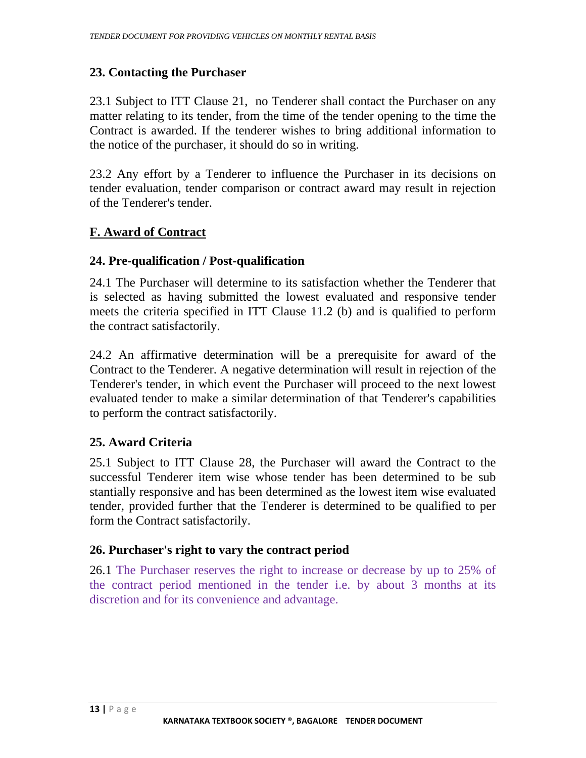## 23. Contacting the Purchaser

23.1 Subject to ITT Clause 21, no Tenderer shall contact the Purchaser on any matter relating to its tender, from the time of the tender opening to the time the Contract is awarded. If the tenderer wishes to bring additional information to the notice of the purchaser, it should do so in writing.

23.2 Any effort by a Tenderer to influence the Purchaser in its decisions on tender evaluation, tender comparison or contract award may result in rejection of the Tenderer's tender.

## F. Award of Contract

## 24. Pre-qualification / Post-qualification

24.1 The Purchaser will determine to its satisfaction whether the Tenderer that is selected as having submitted the lowest evaluated and responsive tender meets the criteria specified in ITT Clause 11.2 (b) and is qualified to perform the contract satisfactorily.

24.2 An affirmative determination will be a prerequisite for award of the Contract to the Tenderer. A negative determination will result in rejection of the Tenderer's tender, in which event the Purchaser will proceed to the next lowest evaluated tender to make a similar determination of that Tenderer's capabilities to perform the contract satisfactorily.

## 25. Award Criteria

25.1 Subject to ITT Clause 28, the Purchaser will award the Contract to the successful Tenderer item wise whose tender has been determined to be sub stantially responsive and has been determined as the lowest item wise evaluated tender, provided further that the Tenderer is determined to be qualified to per form the Contract satisfactorily.

## 26. Purchaser's right to vary the contract period

26.1 The Purchaser reserves the right to increase or decrease by up to 25% of the contract period mentioned in the tender i.e. by about 3 months at its discretion and for its convenience and advantage.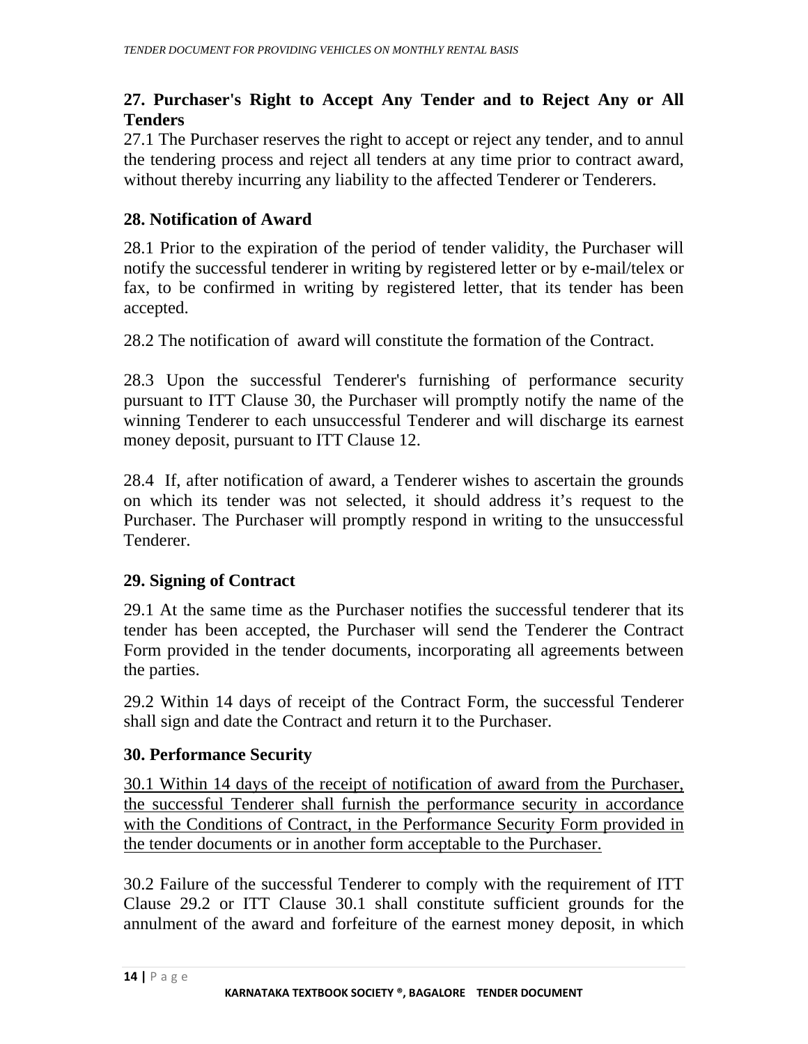## 27. Purchaser's Right to Accept Any Tender and to Reject Any or All Tenders

27.1 The Purchaser reserves the right to accept or reject any tender, and to annul the tendering process and reject all tenders at any time prior to contract award, without thereby incurring any liability to the affected Tenderer or Tenderers.

## 28. Notification of Award

28.1 Prior to the expiration of the period of tender validity, the Purchaser will notify the successful tenderer in writing by registered letter or by e-mail/telex or fax, to be confirmed in writing by registered letter, that its tender has been accepted.

28.2 The notification of award will constitute the formation of the Contract.

28.3 Upon the successful Tenderer's furnishing of performance security pursuant to ITT Clause 30, the Purchaser will promptly notify the name of the winning Tenderer to each unsuccessful Tenderer and will discharge its earnest money deposit, pursuant to ITT Clause 12.

28.4 If, after notification of award, a Tenderer wishes to ascertain the grounds on which its tender was not selected, it should address it's request to the Purchaser. The Purchaser will promptly respond in writing to the unsuccessful Tenderer.

## 29. Signing of Contract

29.1 At the same time as the Purchaser notifies the successful tenderer that its tender has been accepted, the Purchaser will send the Tenderer the Contract Form provided in the tender documents, incorporating all agreements between the parties.

29.2 Within 14 days of receipt of the Contract Form, the successful Tenderer shall sign and date the Contract and return it to the Purchaser.

## 30. Performance Security

<u>30.1 Within 14 days of the receipt of notification of award from the Purchaser, the successful Tenderer shall furnish the performance security in accordance with the Conditions of Contract, in the Performance Security Form provided in the tender documents or in another form acceptable to the Purchaser.</u>

30.2 Failure of the successful Tenderer to comply with the requirement of ITT Clause 29.2 or ITT Clause 30.1 shall constitute sufficient grounds for the annulment of the award and forfeiture of the earnest money deposit, in which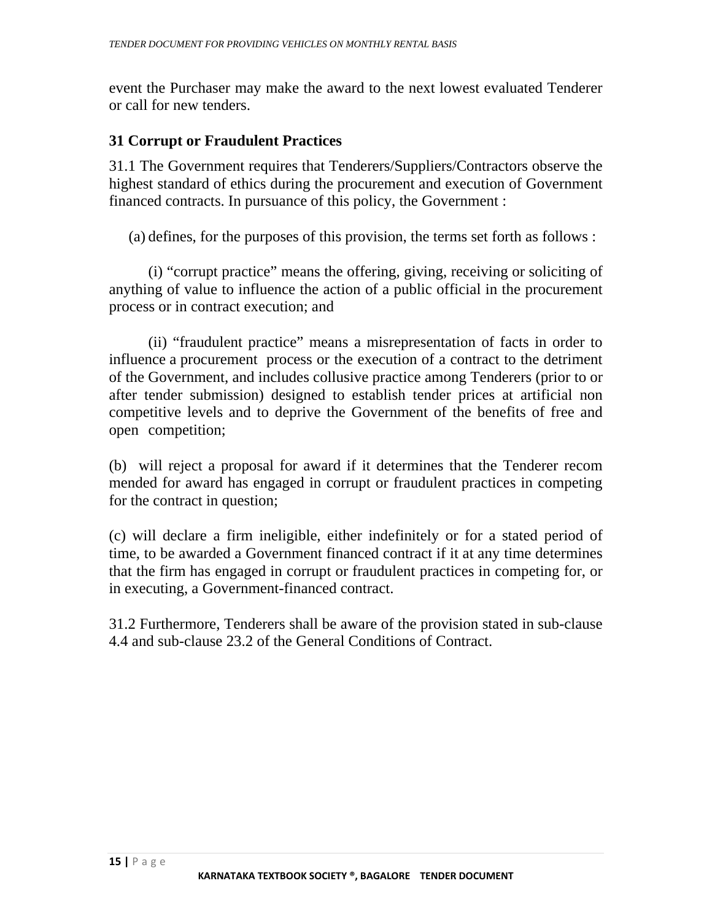event the Purchaser may make the award to the next lowest evaluated Tenderer or call for new tenders.

## 31 Corrupt or Fraudulent Practices

31.1 The Government requires that Tenderers/Suppliers/Contractors observe the highest standard of ethics during the procurement and execution of Government financed contracts. In pursuance of this policy, the Government :

(a) defines, for the purposes of this provision, the terms set forth as follows :

(i) "corrupt practice" means the offering, giving, receiving or soliciting of anything of value to influence the action of a public official in the procurement process or in contract execution; and

(ii) "fraudulent practice" means a misrepresentation of facts in order to influence a procurement process or the execution of a contract to the detriment of the Government, and includes collusive practice among Tenderers (prior to or after tender submission) designed to establish tender prices at artificial non competitive levels and to deprive the Government of the benefits of free and open competition;

(b) will reject a proposal for award if it determines that the Tenderer recom mended for award has engaged in corrupt or fraudulent practices in competing for the contract in question;

(c) will declare a firm ineligible, either indefinitely or for a stated period of time, to be awarded a Government financed contract if it at any time determines that the firm has engaged in corrupt or fraudulent practices in competing for, or in executing, a Government-financed contract.

31.2 Furthermore, Tenderers shall be aware of the provision stated in sub-clause 4.4 and sub-clause 23.2 of the General Conditions of Contract.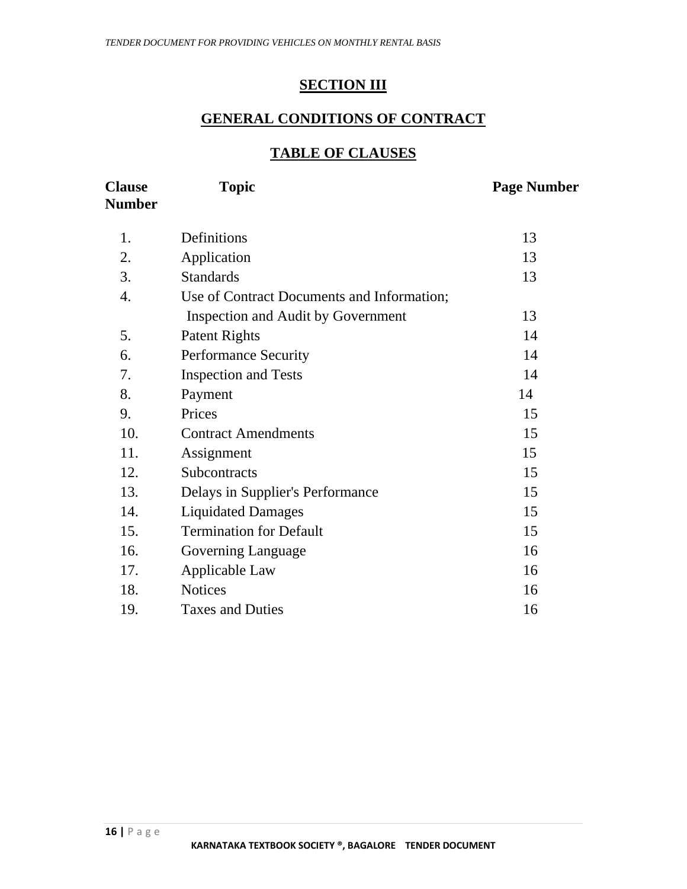## SECTION III

## GENERAL CONDITIONS OF CONTRACT

### TABLE OF CLAUSES

| Clause Number | Topic | Page Number |
|---|---|---|
| 1. | Definitions | 13 |
| 2. | Application | 13 |
| 3. | Standards | 13 |
| 4. | Use of Contract Documents and Information; Inspection and Audit by Government | 13 |
| 5. | Patent Rights | 14 |
| 6. | Performance Security | 14 |
| 7. | Inspection and Tests | 14 |
| 8. | Payment | 14 |
| 9. | Prices | 15 |
| 10. | Contract Amendments | 15 |
| 11. | Assignment | 15 |
| 12. | Subcontracts | 15 |
| 13. | Delays in Supplier's Performance | 15 |
| 14. | Liquidated Damages | 15 |
| 15. | Termination for Default | 15 |
| 16. | Governing Language | 16 |
| 17. | Applicable Law | 16 |
| 18. | Notices | 16 |
| 19. | Taxes and Duties | 16 |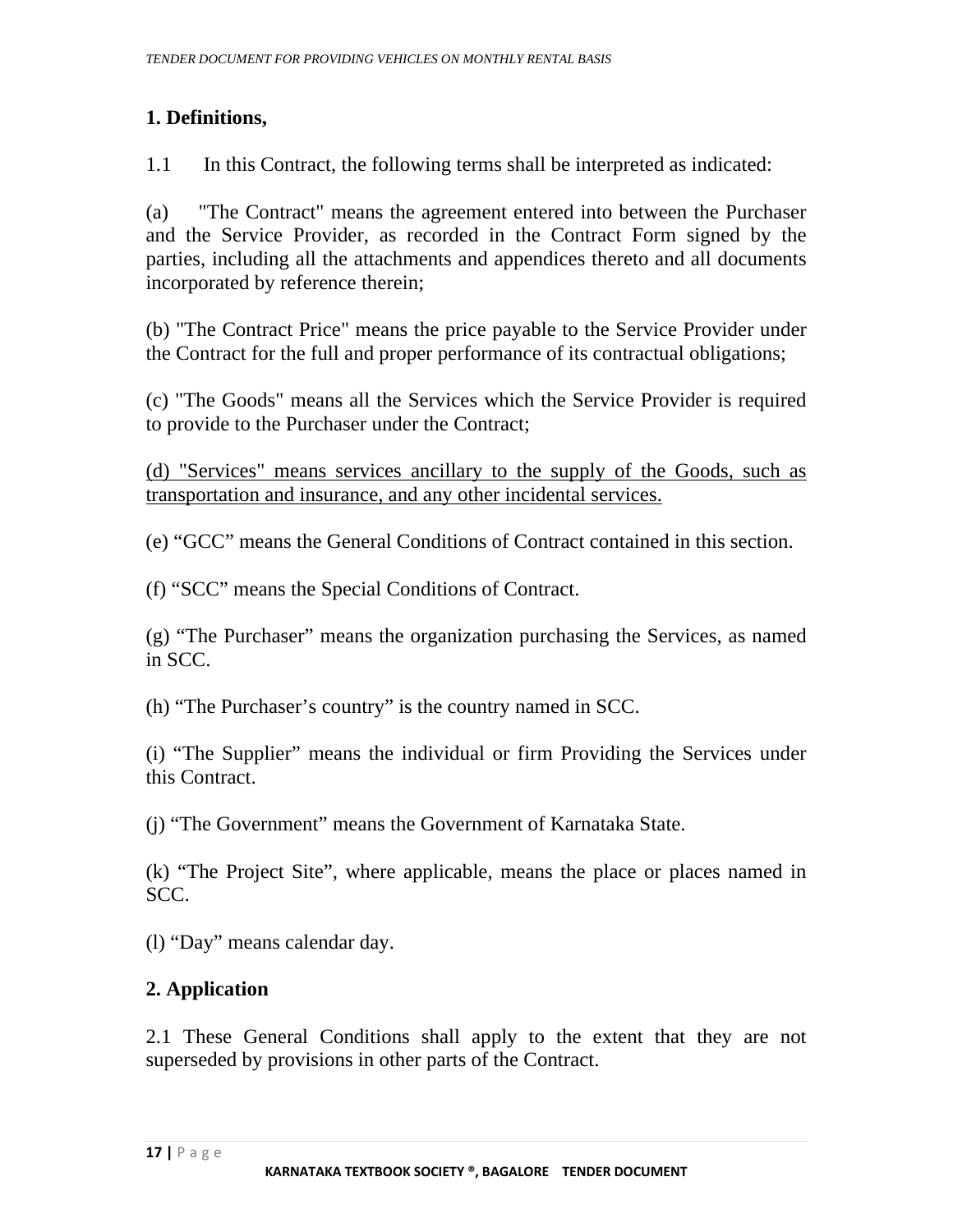## 1. Definitions,

1.1 In this Contract, the following terms shall be interpreted as indicated:

(a) "The Contract" means the agreement entered into between the Purchaser and the Service Provider, as recorded in the Contract Form signed by the parties, including all the attachments and appendices thereto and all documents incorporated by reference therein;

(b) "The Contract Price" means the price payable to the Service Provider under the Contract for the full and proper performance of its contractual obligations;

(c) "The Goods" means all the Services which the Service Provider is required to provide to the Purchaser under the Contract;

<u>(d) "Services" means services ancillary to the supply of the Goods, such as transportation and insurance, and any other incidental services.</u>

(e) “GCC” means the General Conditions of Contract contained in this section.

(f) “SCC” means the Special Conditions of Contract.

(g) “The Purchaser” means the organization purchasing the Services, as named in SCC.

(h) “The Purchaser’s country” is the country named in SCC.

(i) “The Supplier” means the individual or firm Providing the Services under this Contract.

(j) “The Government” means the Government of Karnataka State.

(k) “The Project Site”, where applicable, means the place or places named in SCC.

(l) “Day” means calendar day.

## 2. Application

2.1 These General Conditions shall apply to the extent that they are not superseded by provisions in other parts of the Contract.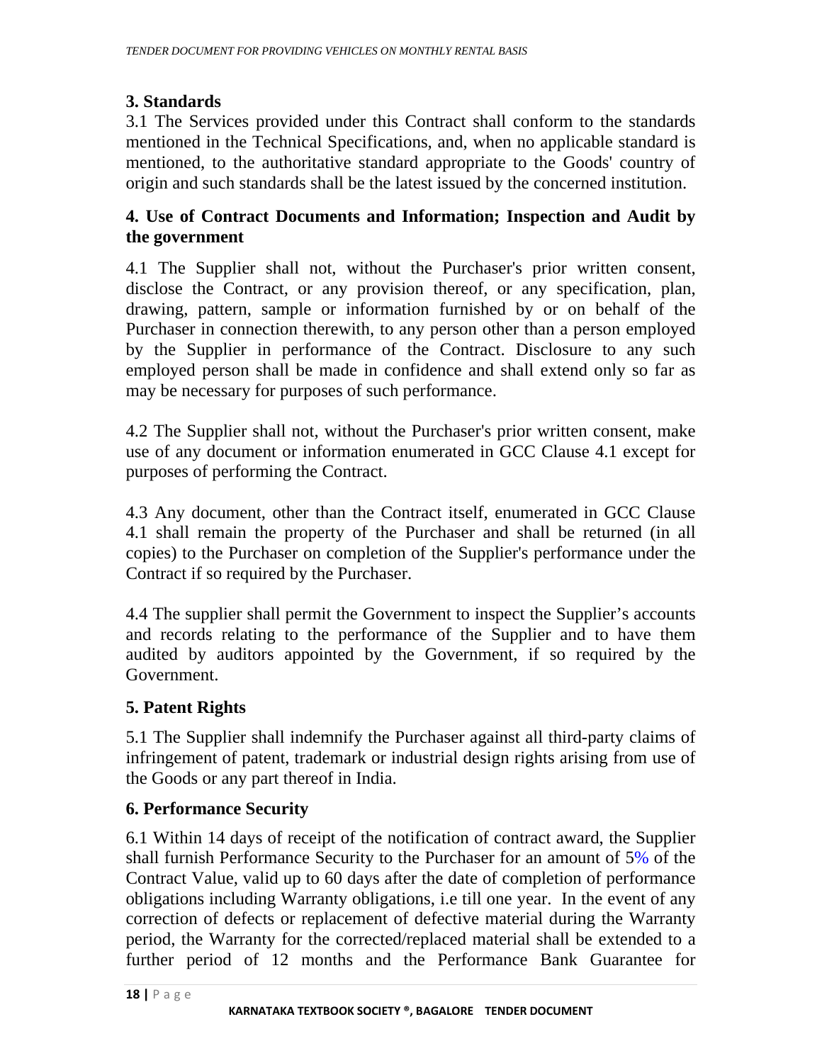## 3. Standards

3.1 The Services provided under this Contract shall conform to the standards mentioned in the Technical Specifications, and, when no applicable standard is mentioned, to the authoritative standard appropriate to the Goods' country of origin and such standards shall be the latest issued by the concerned institution.

## 4. Use of Contract Documents and Information; Inspection and Audit by the government

4.1 The Supplier shall not, without the Purchaser's prior written consent, disclose the Contract, or any provision thereof, or any specification, plan, drawing, pattern, sample or information furnished by or on behalf of the Purchaser in connection therewith, to any person other than a person employed by the Supplier in performance of the Contract. Disclosure to any such employed person shall be made in confidence and shall extend only so far as may be necessary for purposes of such performance.

4.2 The Supplier shall not, without the Purchaser's prior written consent, make use of any document or information enumerated in GCC Clause 4.1 except for purposes of performing the Contract.

4.3 Any document, other than the Contract itself, enumerated in GCC Clause 4.1 shall remain the property of the Purchaser and shall be returned (in all copies) to the Purchaser on completion of the Supplier's performance under the Contract if so required by the Purchaser.

4.4 The supplier shall permit the Government to inspect the Supplier's accounts and records relating to the performance of the Supplier and to have them audited by auditors appointed by the Government, if so required by the Government.

## 5. Patent Rights

5.1 The Supplier shall indemnify the Purchaser against all third-party claims of infringement of patent, trademark or industrial design rights arising from use of the Goods or any part thereof in India.

## 6. Performance Security

6.1 Within 14 days of receipt of the notification of contract award, the Supplier shall furnish Performance Security to the Purchaser for an amount of 5% of the Contract Value, valid up to 60 days after the date of completion of performance obligations including Warranty obligations, i.e till one year. In the event of any correction of defects or replacement of defective material during the Warranty period, the Warranty for the corrected/replaced material shall be extended to a further period of 12 months and the Performance Bank Guarantee for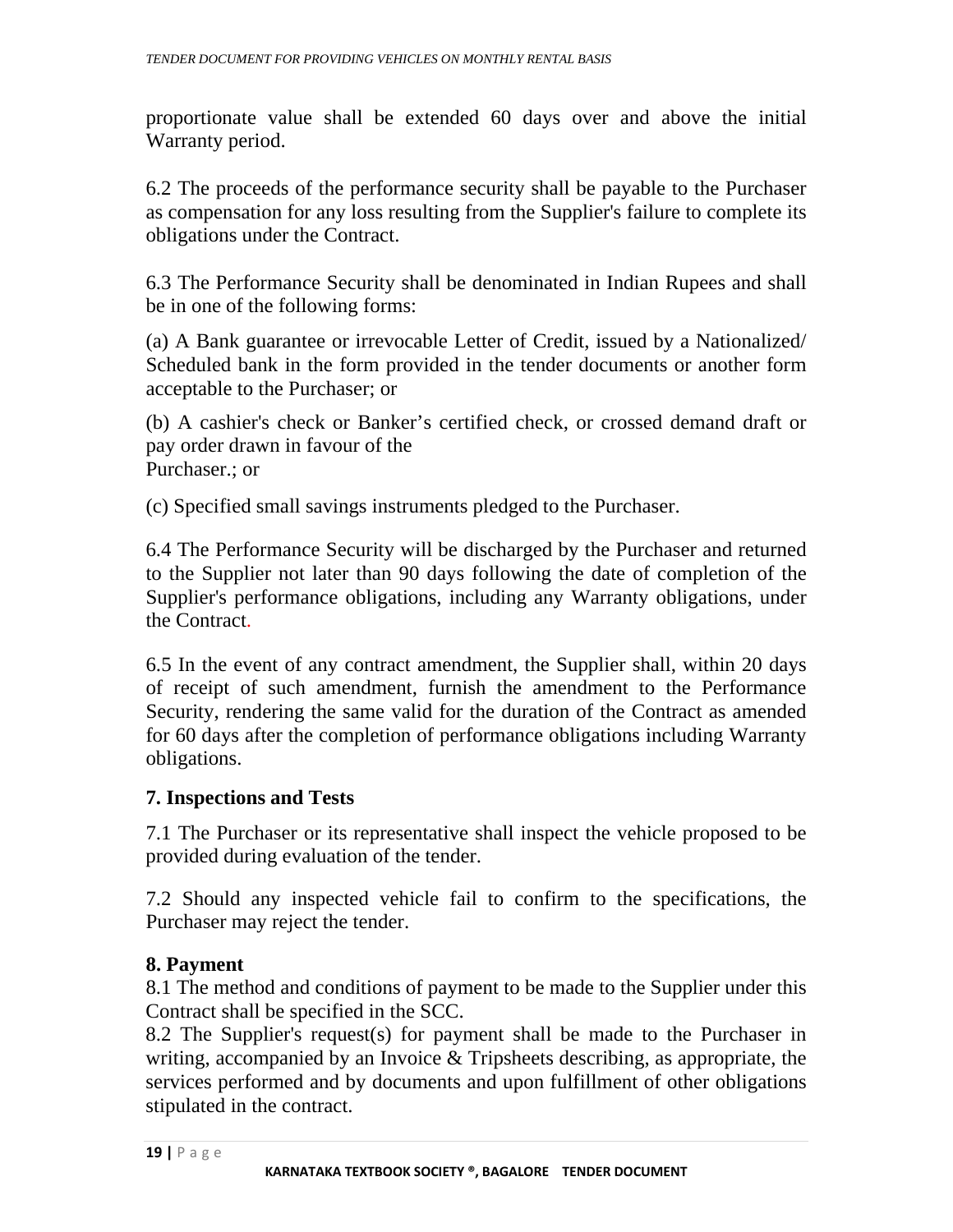proportionate value shall be extended 60 days over and above the initial Warranty period.

6.2 The proceeds of the performance security shall be payable to the Purchaser as compensation for any loss resulting from the Supplier's failure to complete its obligations under the Contract.

6.3 The Performance Security shall be denominated in Indian Rupees and shall be in one of the following forms:

(a) A Bank guarantee or irrevocable Letter of Credit, issued by a Nationalized/ Scheduled bank in the form provided in the tender documents or another form acceptable to the Purchaser; or

(b) A cashier's check or Banker's certified check, or crossed demand draft or pay order drawn in favour of the
Purchaser.; or

(c) Specified small savings instruments pledged to the Purchaser.

6.4 The Performance Security will be discharged by the Purchaser and returned to the Supplier not later than 90 days following the date of completion of the Supplier's performance obligations, including any Warranty obligations, under the Contract.

6.5 In the event of any contract amendment, the Supplier shall, within 20 days of receipt of such amendment, furnish the amendment to the Performance Security, rendering the same valid for the duration of the Contract as amended for 60 days after the completion of performance obligations including Warranty obligations.

### 7. Inspections and Tests

7.1 The Purchaser or its representative shall inspect the vehicle proposed to be provided during evaluation of the tender.

7.2 Should any inspected vehicle fail to confirm to the specifications, the Purchaser may reject the tender.

### 8. Payment

8.1 The method and conditions of payment to be made to the Supplier under this Contract shall be specified in the SCC.
8.2 The Supplier's request(s) for payment shall be made to the Purchaser in writing, accompanied by an Invoice & Tripsheets describing, as appropriate, the services performed and by documents and upon fulfillment of other obligations stipulated in the contract.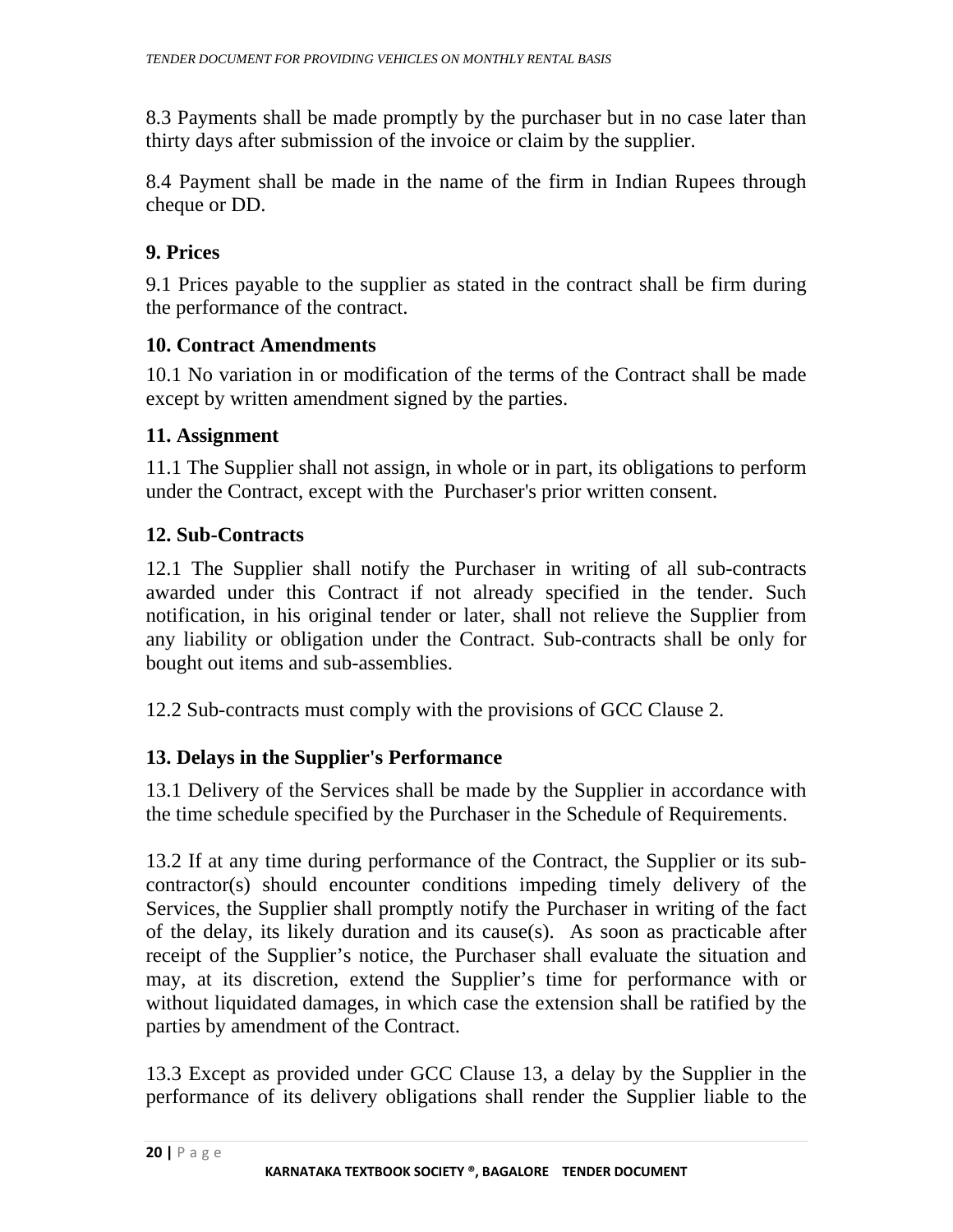8.3 Payments shall be made promptly by the purchaser but in no case later than thirty days after submission of the invoice or claim by the supplier.

8.4 Payment shall be made in the name of the firm in Indian Rupees through cheque or DD.

### 9. Prices

9.1 Prices payable to the supplier as stated in the contract shall be firm during the performance of the contract.

### 10. Contract Amendments

10.1 No variation in or modification of the terms of the Contract shall be made except by written amendment signed by the parties.

### 11. Assignment

11.1 The Supplier shall not assign, in whole or in part, its obligations to perform under the Contract, except with the Purchaser's prior written consent.

### 12. Sub-Contracts

12.1 The Supplier shall notify the Purchaser in writing of all sub-contracts awarded under this Contract if not already specified in the tender. Such notification, in his original tender or later, shall not relieve the Supplier from any liability or obligation under the Contract. Sub-contracts shall be only for bought out items and sub-assemblies.

12.2 Sub-contracts must comply with the provisions of GCC Clause 2.

### 13. Delays in the Supplier's Performance

13.1 Delivery of the Services shall be made by the Supplier in accordance with the time schedule specified by the Purchaser in the Schedule of Requirements.

13.2 If at any time during performance of the Contract, the Supplier or its sub-contractor(s) should encounter conditions impeding timely delivery of the Services, the Supplier shall promptly notify the Purchaser in writing of the fact of the delay, its likely duration and its cause(s). As soon as practicable after receipt of the Supplier's notice, the Purchaser shall evaluate the situation and may, at its discretion, extend the Supplier's time for performance with or without liquidated damages, in which case the extension shall be ratified by the parties by amendment of the Contract.

13.3 Except as provided under GCC Clause 13, a delay by the Supplier in the performance of its delivery obligations shall render the Supplier liable to the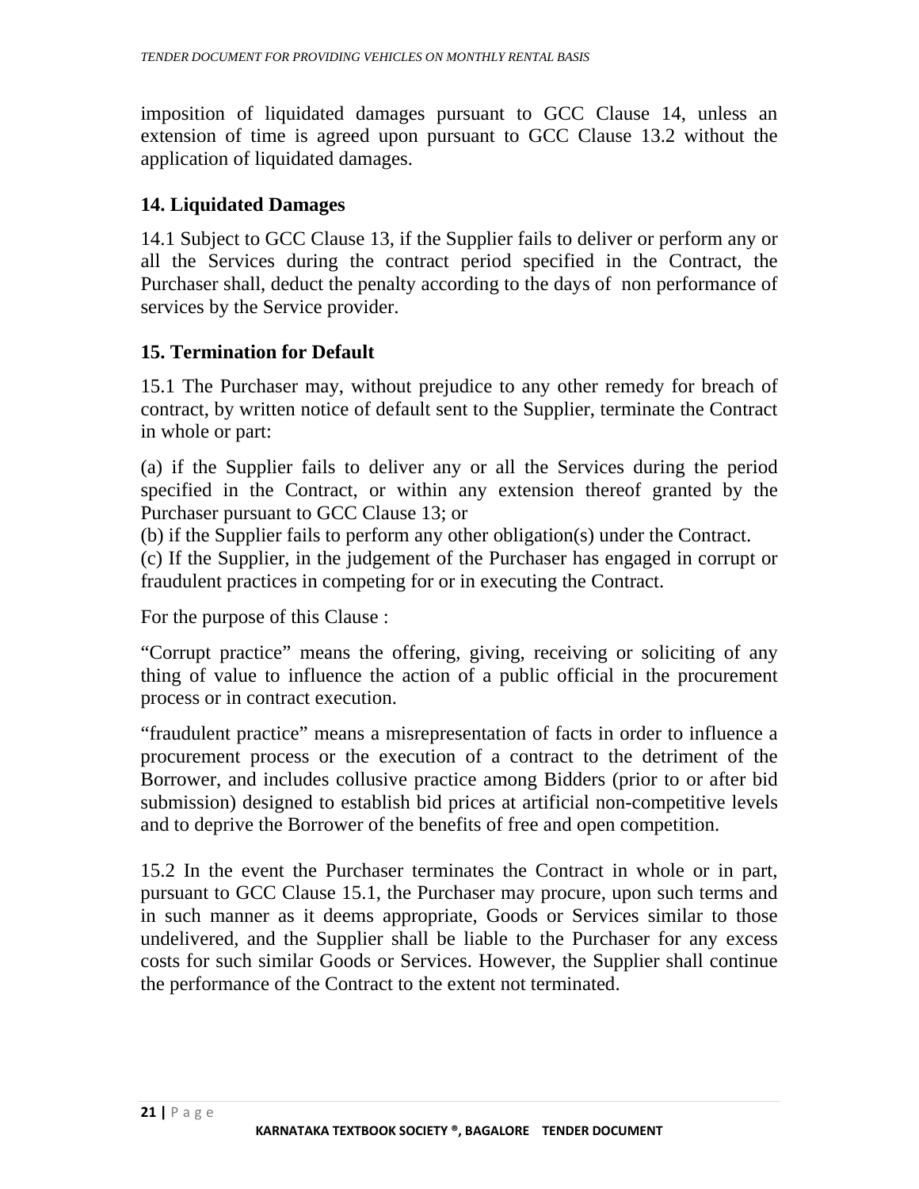imposition of liquidated damages pursuant to GCC Clause 14, unless an extension of time is agreed upon pursuant to GCC Clause 13.2 without the application of liquidated damages.

## 14. Liquidated Damages

14.1 Subject to GCC Clause 13, if the Supplier fails to deliver or perform any or all the Services during the contract period specified in the Contract, the Purchaser shall, deduct the penalty according to the days of non performance of services by the Service provider.

## 15. Termination for Default

15.1 The Purchaser may, without prejudice to any other remedy for breach of contract, by written notice of default sent to the Supplier, terminate the Contract in whole or part:

(a) if the Supplier fails to deliver any or all the Services during the period specified in the Contract, or within any extension thereof granted by the Purchaser pursuant to GCC Clause 13; or
(b) if the Supplier fails to perform any other obligation(s) under the Contract.
(c) If the Supplier, in the judgement of the Purchaser has engaged in corrupt or fraudulent practices in competing for or in executing the Contract.

For the purpose of this Clause :

"Corrupt practice" means the offering, giving, receiving or soliciting of any thing of value to influence the action of a public official in the procurement process or in contract execution.

"fraudulent practice" means a misrepresentation of facts in order to influence a procurement process or the execution of a contract to the detriment of the Borrower, and includes collusive practice among Bidders (prior to or after bid submission) designed to establish bid prices at artificial non-competitive levels and to deprive the Borrower of the benefits of free and open competition.

15.2 In the event the Purchaser terminates the Contract in whole or in part, pursuant to GCC Clause 15.1, the Purchaser may procure, upon such terms and in such manner as it deems appropriate, Goods or Services similar to those undelivered, and the Supplier shall be liable to the Purchaser for any excess costs for such similar Goods or Services. However, the Supplier shall continue the performance of the Contract to the extent not terminated.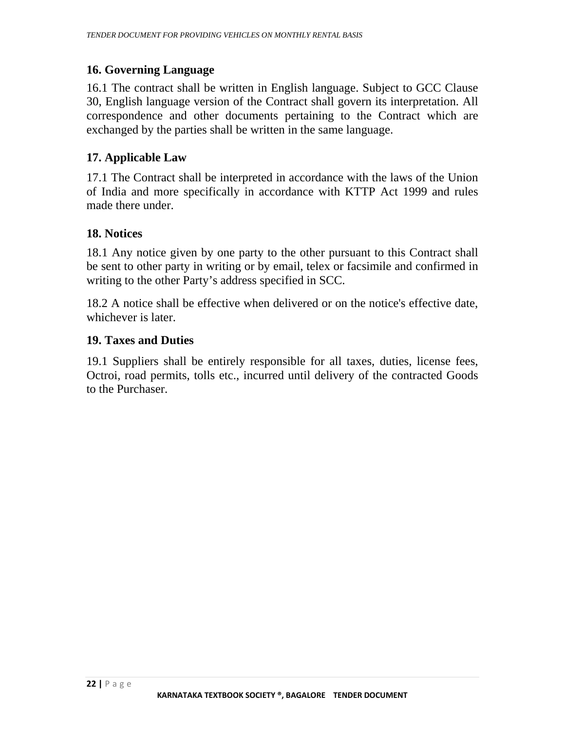## 16. Governing Language

16.1 The contract shall be written in English language. Subject to GCC Clause 30, English language version of the Contract shall govern its interpretation. All correspondence and other documents pertaining to the Contract which are exchanged by the parties shall be written in the same language.

## 17. Applicable Law

17.1 The Contract shall be interpreted in accordance with the laws of the Union of India and more specifically in accordance with KTTP Act 1999 and rules made there under.

## 18. Notices

18.1 Any notice given by one party to the other pursuant to this Contract shall be sent to other party in writing or by email, telex or facsimile and confirmed in writing to the other Party's address specified in SCC.

18.2 A notice shall be effective when delivered or on the notice's effective date, whichever is later.

## 19. Taxes and Duties

19.1 Suppliers shall be entirely responsible for all taxes, duties, license fees, Octroi, road permits, tolls etc., incurred until delivery of the contracted Goods to the Purchaser.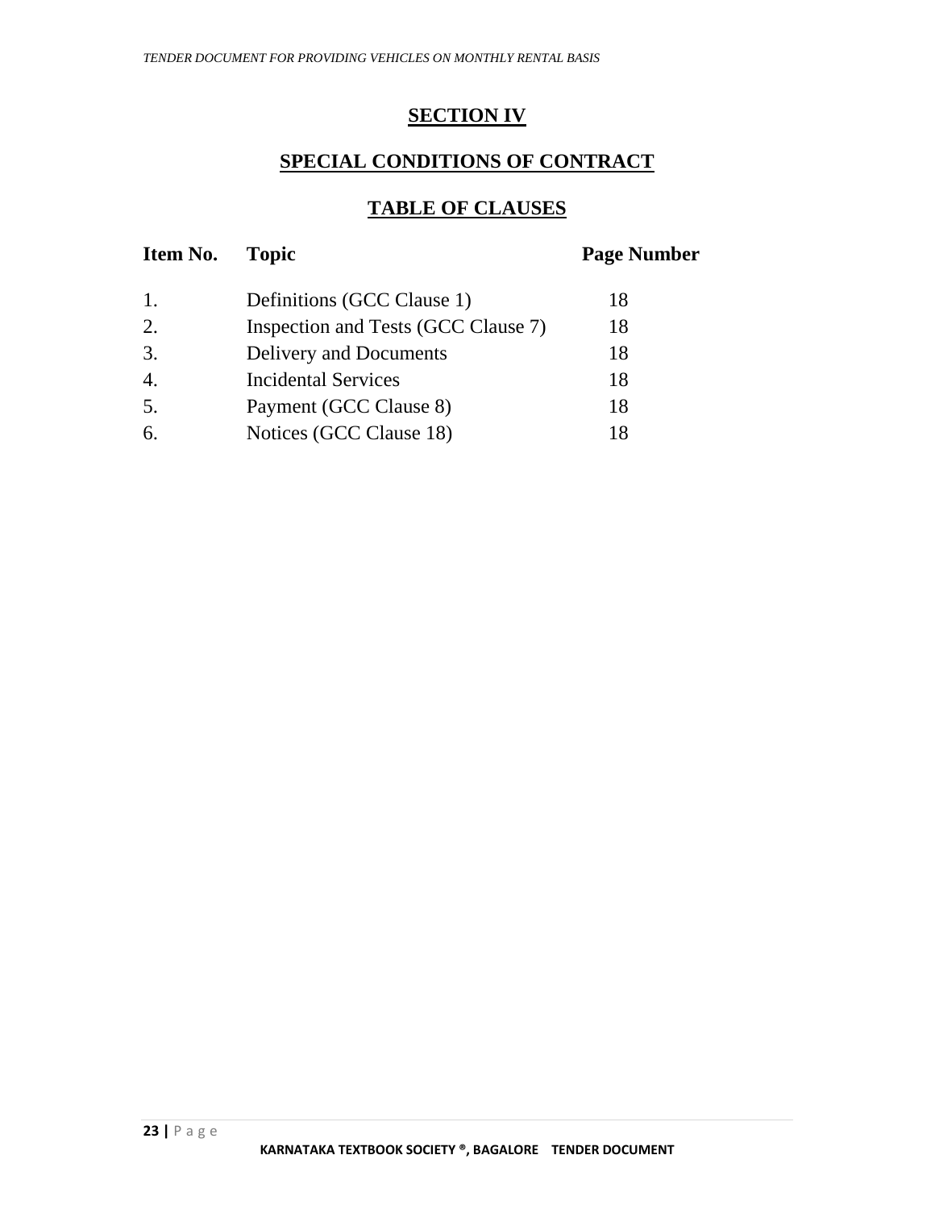# SECTION IV

## SPECIAL CONDITIONS OF CONTRACT

### TABLE OF CLAUSES

| Item No. | Topic | Page Number |
|---|---|---|
| 1. | Definitions (GCC Clause 1) | 18 |
| 2. | Inspection and Tests (GCC Clause 7) | 18 |
| 3. | Delivery and Documents | 18 |
| 4. | Incidental Services | 18 |
| 5. | Payment (GCC Clause 8) | 18 |
| 6. | Notices (GCC Clause 18) | 18 |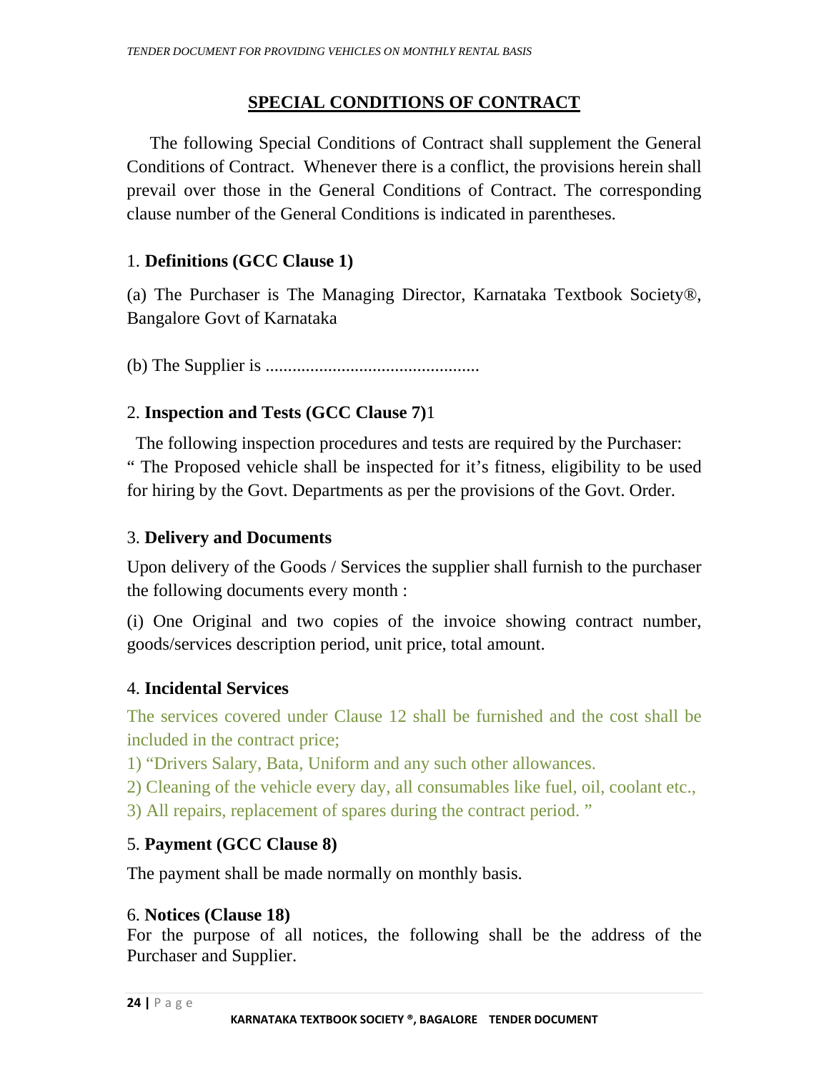## SPECIAL CONDITIONS OF CONTRACT

The following Special Conditions of Contract shall supplement the General Conditions of Contract. Whenever there is a conflict, the provisions herein shall prevail over those in the General Conditions of Contract. The corresponding clause number of the General Conditions is indicated in parentheses.

1. **Definitions (GCC Clause 1)**

(a) The Purchaser is The Managing Director, Karnataka Textbook Society®, Bangalore Govt of Karnataka

(b) The Supplier is ................................................

2. **Inspection and Tests (GCC Clause 7)**1

The following inspection procedures and tests are required by the Purchaser: " The Proposed vehicle shall be inspected for it's fitness, eligibility to be used for hiring by the Govt. Departments as per the provisions of the Govt. Order.

3. **Delivery and Documents**

Upon delivery of the Goods / Services the supplier shall furnish to the purchaser the following documents every month :

(i) One Original and two copies of the invoice showing contract number, goods/services description period, unit price, total amount.

4. **Incidental Services**

The services covered under Clause 12 shall be furnished and the cost shall be included in the contract price;

1) "Drivers Salary, Bata, Uniform and any such other allowances.
2) Cleaning of the vehicle every day, all consumables like fuel, oil, coolant etc.,
3) All repairs, replacement of spares during the contract period. "

5. **Payment (GCC Clause 8)**

The payment shall be made normally on monthly basis.

6. **Notices (Clause 18)**

For the purpose of all notices, the following shall be the address of the Purchaser and Supplier.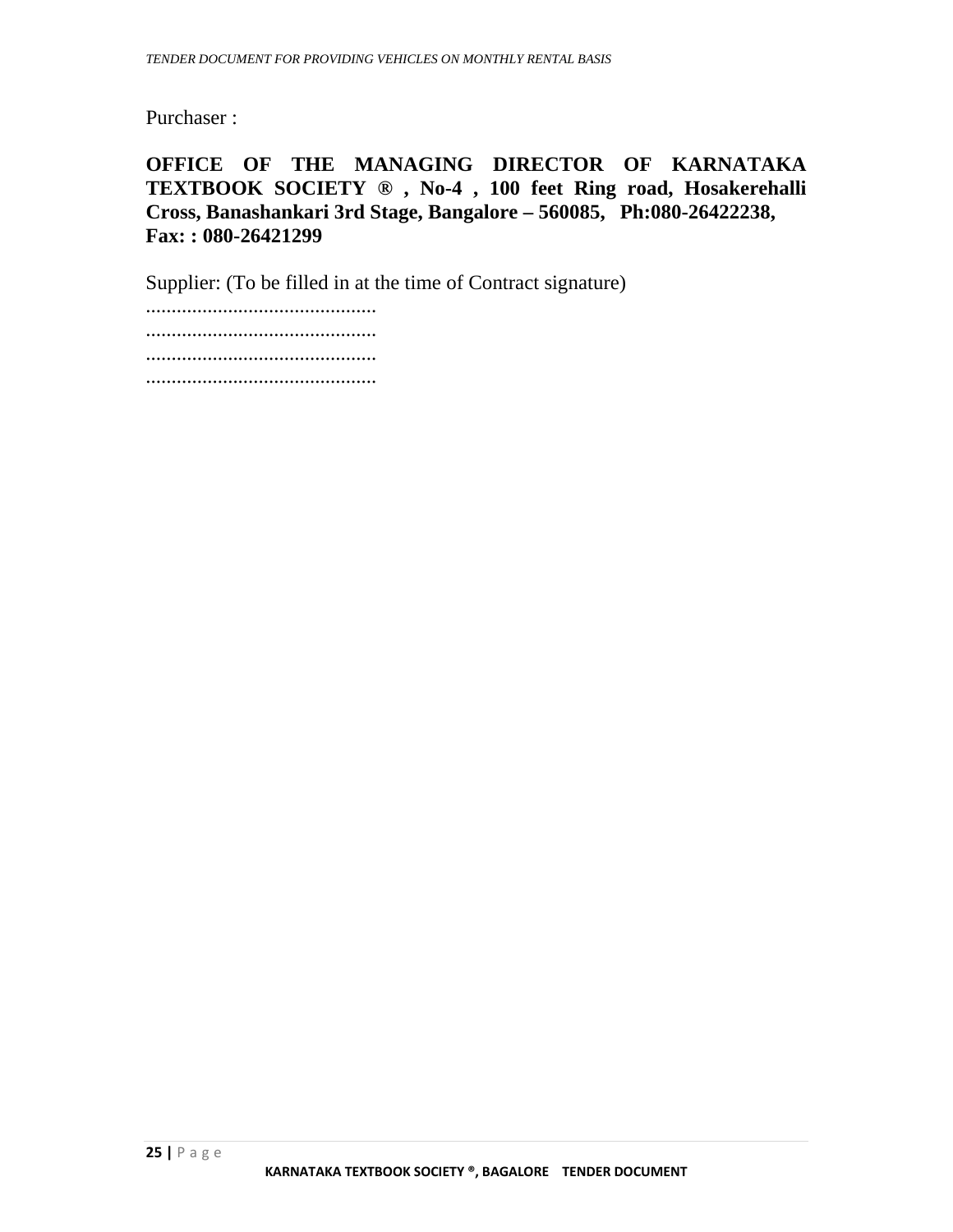Purchaser :

**OFFICE OF THE MANAGING DIRECTOR OF KARNATAKA TEXTBOOK SOCIETY ® , No-4 , 100 feet Ring road, Hosakerehalli Cross, Banashankari 3rd Stage, Bangalore – 560085, Ph:080-26422238, Fax: : 080-26421299**

Supplier: (To be filled in at the time of Contract signature)

.............................................

.............................................

.............................................

.............................................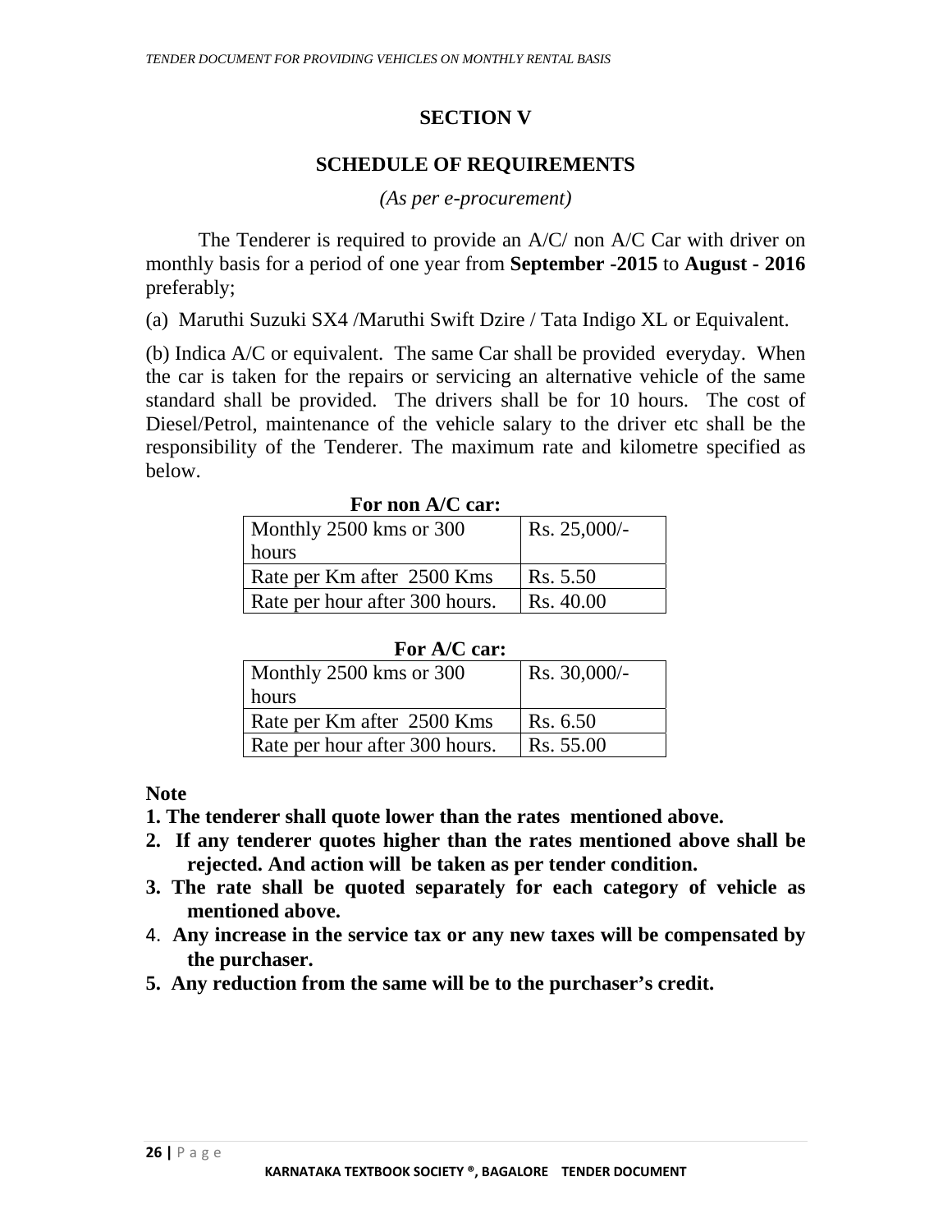## SECTION V

## SCHEDULE OF REQUIREMENTS

*(As per e-procurement)*

The Tenderer is required to provide an A/C/ non A/C Car with driver on monthly basis for a period of one year from **September -2015** to **August - 2016** preferably;

(a) Maruthi Suzuki SX4 /Maruthi Swift Dzire / Tata Indigo XL or Equivalent.

(b) Indica A/C or equivalent. The same Car shall be provided everyday. When the car is taken for the repairs or servicing an alternative vehicle of the same standard shall be provided. The drivers shall be for 10 hours. The cost of Diesel/Petrol, maintenance of the vehicle salary to the driver etc shall be the responsibility of the Tenderer. The maximum rate and kilometre specified as below.

**For non A/C car:**

| | |
|---|---|
| Monthly 2500 kms or 300 hours | Rs. 25,000/- |
| Rate per Km after 2500 Kms | Rs. 5.50 |
| Rate per hour after 300 hours. | Rs. 40.00 |

**For A/C car:**

| | |
|---|---|
| Monthly 2500 kms or 300 hours | Rs. 30,000/- |
| Rate per Km after 2500 Kms | Rs. 6.50 |
| Rate per hour after 300 hours. | Rs. 55.00 |

**Note**

1. **The tenderer shall quote lower than the rates mentioned above.**
2. **If any tenderer quotes higher than the rates mentioned above shall be rejected. And action will be taken as per tender condition.**
3. **The rate shall be quoted separately for each category of vehicle as mentioned above.**
4. **Any increase in the service tax or any new taxes will be compensated by the purchaser.**
5. **Any reduction from the same will be to the purchaser's credit.**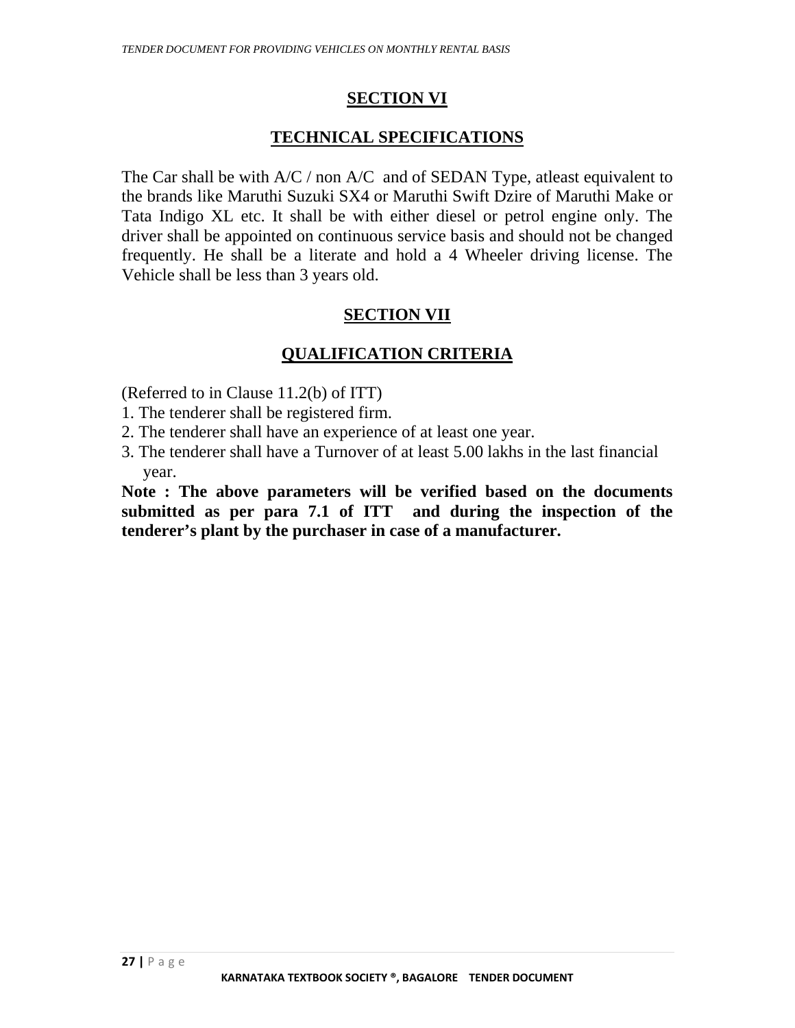## SECTION VI

## TECHNICAL SPECIFICATIONS

The Car shall be with A/C / non A/C and of SEDAN Type, atleast equivalent to the brands like Maruthi Suzuki SX4 or Maruthi Swift Dzire of Maruthi Make or Tata Indigo XL etc. It shall be with either diesel or petrol engine only. The driver shall be appointed on continuous service basis and should not be changed frequently. He shall be a literate and hold a 4 Wheeler driving license. The Vehicle shall be less than 3 years old.

## SECTION VII

## QUALIFICATION CRITERIA

(Referred to in Clause 11.2(b) of ITT)

1. The tenderer shall be registered firm.
2. The tenderer shall have an experience of at least one year.
3. The tenderer shall have a Turnover of at least 5.00 lakhs in the last financial year.

**Note : The above parameters will be verified based on the documents submitted as per para 7.1 of ITT and during the inspection of the tenderer's plant by the purchaser in case of a manufacturer.**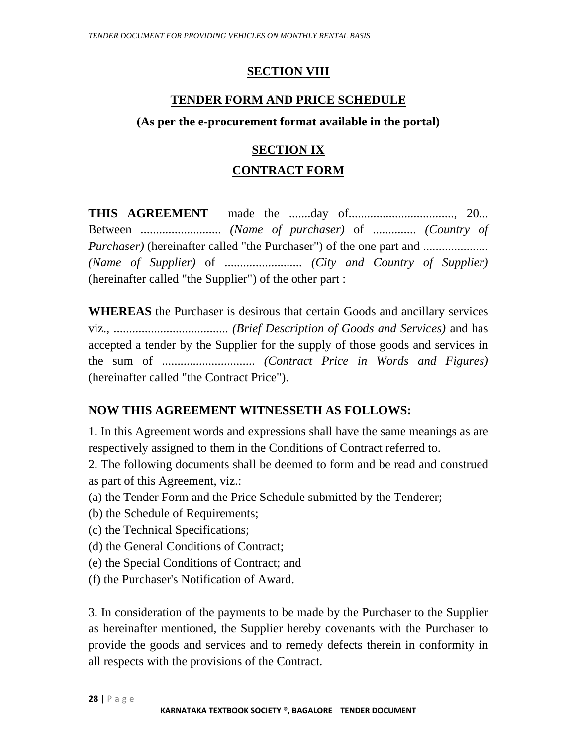## SECTION VIII

## TENDER FORM AND PRICE SCHEDULE

**(As per the e-procurement format available in the portal)**

## SECTION IX

## CONTRACT FORM

**THIS AGREEMENT** made the .......day of.................................., 20... Between .......................... *(Name of purchaser)* of ............. *(Country of Purchaser)* (hereinafter called "the Purchaser") of the one part and ..................... *(Name of Supplier)* of ......................... *(City and Country of Supplier)* (hereinafter called "the Supplier") of the other part :

**WHEREAS** the Purchaser is desirous that certain Goods and ancillary services viz., ..................................... *(Brief Description of Goods and Services)* and has accepted a tender by the Supplier for the supply of those goods and services in the sum of .............................. *(Contract Price in Words and Figures)* (hereinafter called "the Contract Price").

**NOW THIS AGREEMENT WITNESSETH AS FOLLOWS:**

1. In this Agreement words and expressions shall have the same meanings as are respectively assigned to them in the Conditions of Contract referred to.
2. The following documents shall be deemed to form and be read and construed as part of this Agreement, viz.:

(a) the Tender Form and the Price Schedule submitted by the Tenderer;
(b) the Schedule of Requirements;
(c) the Technical Specifications;
(d) the General Conditions of Contract;
(e) the Special Conditions of Contract; and
(f) the Purchaser's Notification of Award.

3. In consideration of the payments to be made by the Purchaser to the Supplier as hereinafter mentioned, the Supplier hereby covenants with the Purchaser to provide the goods and services and to remedy defects therein in conformity in all respects with the provisions of the Contract.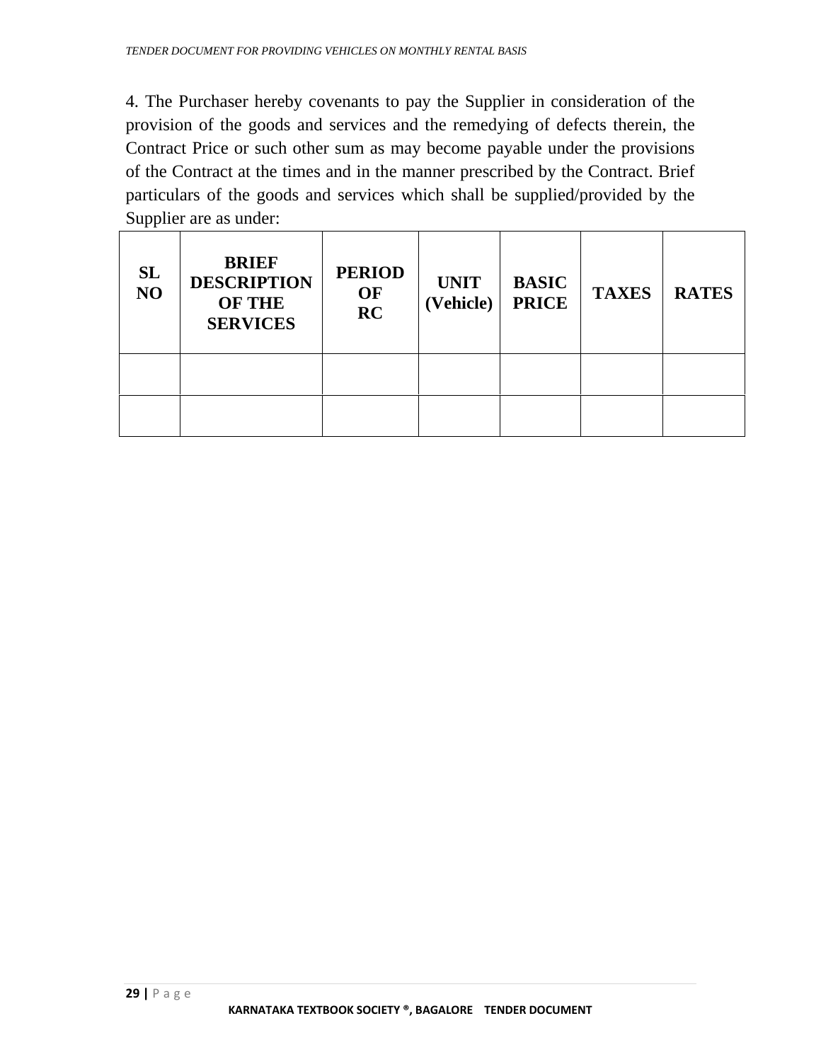4. The Purchaser hereby covenants to pay the Supplier in consideration of the provision of the goods and services and the remedying of defects therein, the Contract Price or such other sum as may become payable under the provisions of the Contract at the times and in the manner prescribed by the Contract. Brief particulars of the goods and services which shall be supplied/provided by the Supplier are as under:

| SL NO | BRIEF DESCRIPTION OF THE SERVICES | PERIOD OF RC | UNIT (Vehicle) | BASIC PRICE | TAXES | RATES |
|---|---|---|---|---|---|---|
| | | | | | | |
| | | | | | | |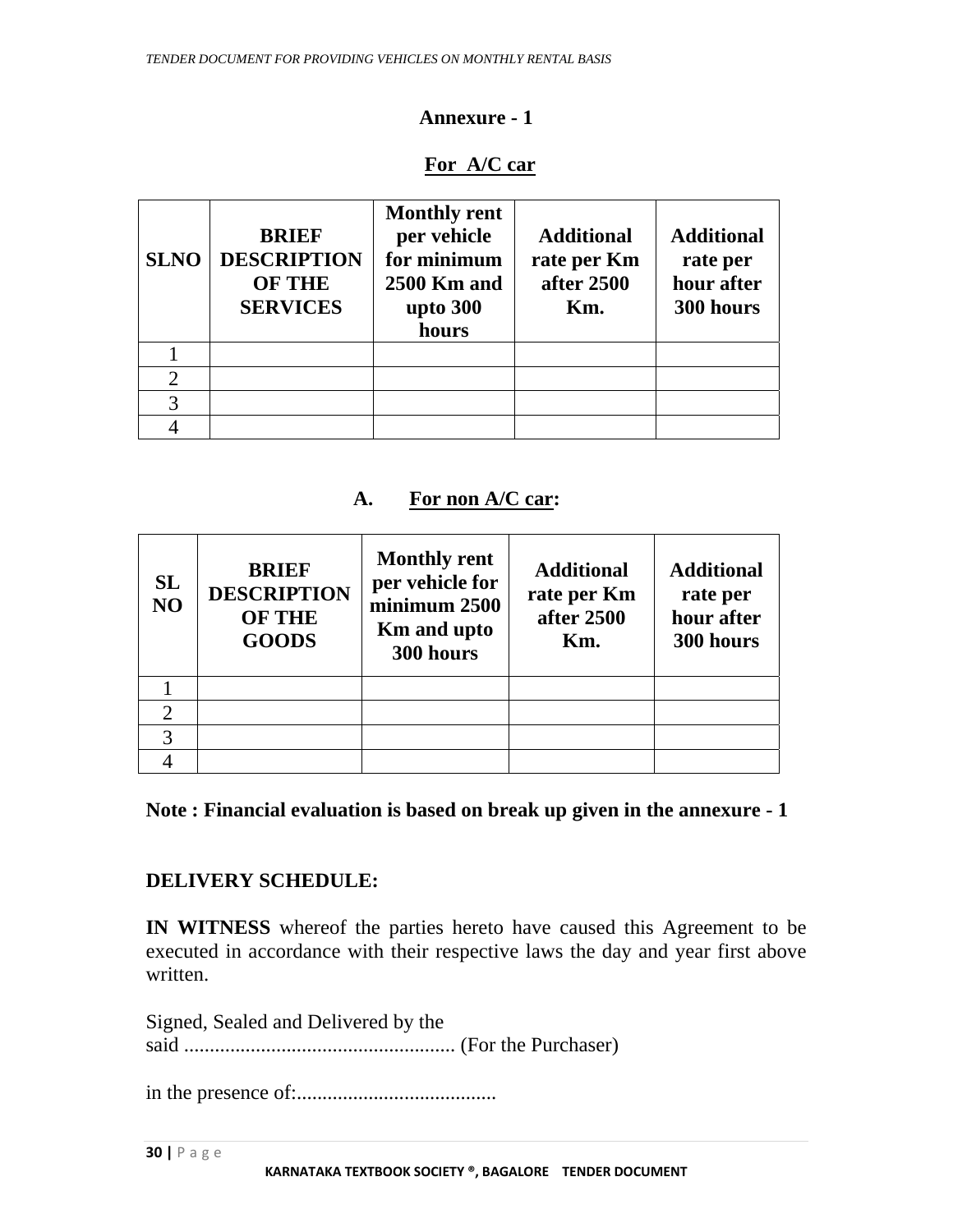## Annexure - 1

### For A/C car

| SLNO | BRIEF DESCRIPTION OF THE SERVICES | Monthly rent per vehicle for minimum 2500 Km and upto 300 hours | Additional rate per Km after 2500 Km. | Additional rate per hour after 300 hours |
|---|---|---|---|---|
| 1 | | | | |
| 2 | | | | |
| 3 | | | | |
| 4 | | | | |

### A. For non A/C car:

| SL NO | BRIEF DESCRIPTION OF THE GOODS | Monthly rent per vehicle for minimum 2500 Km and upto 300 hours | Additional rate per Km after 2500 Km. | Additional rate per hour after 300 hours |
|---|---|---|---|---|
| 1 | | | | |
| 2 | | | | |
| 3 | | | | |
| 4 | | | | |

**Note : Financial evaluation is based on break up given in the annexure - 1**

**DELIVERY SCHEDULE:**

**IN WITNESS** whereof the parties hereto have caused this Agreement to be executed in accordance with their respective laws the day and year first above written.

Signed, Sealed and Delivered by the said ..................................................... (For the Purchaser)

in the presence of:.......................................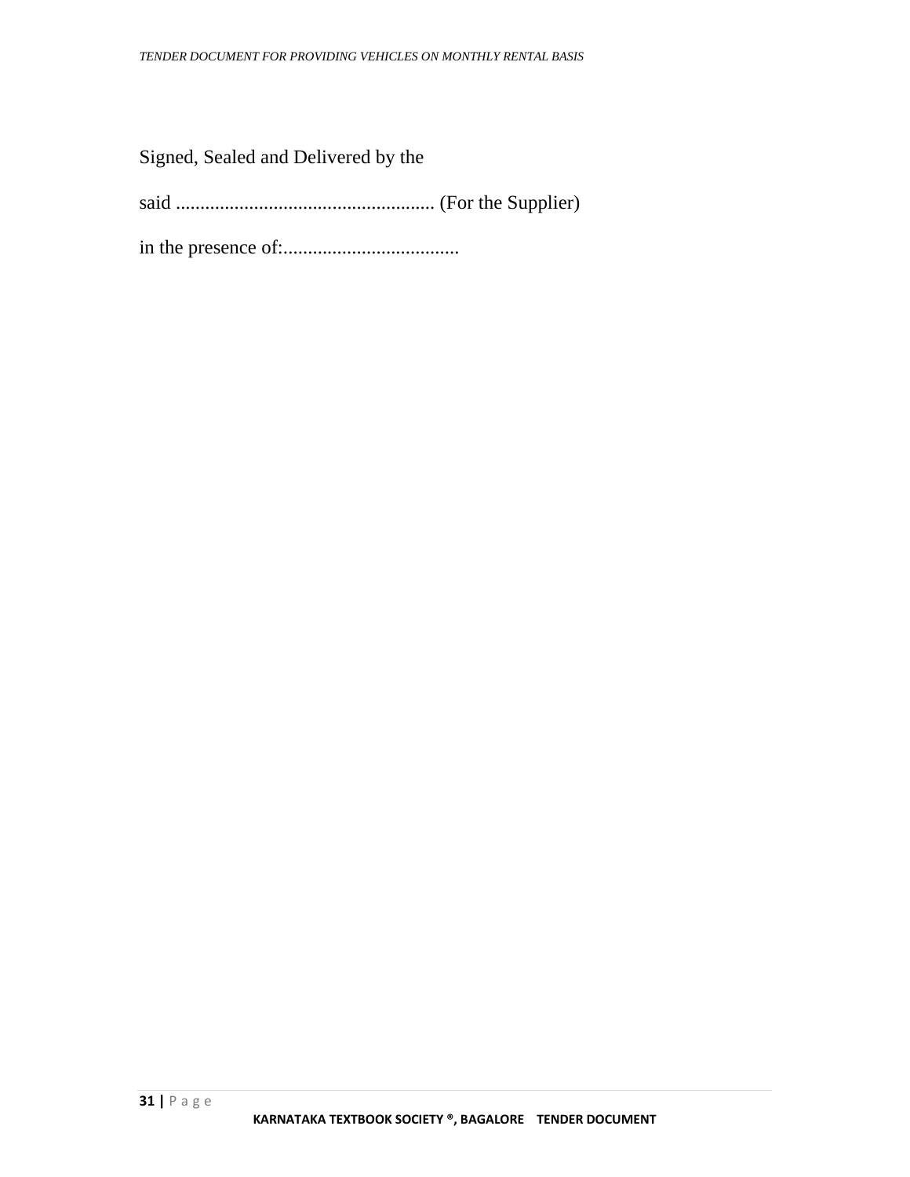Signed, Sealed and Delivered by the

said ..................................................... (For the Supplier)

in the presence of:....................................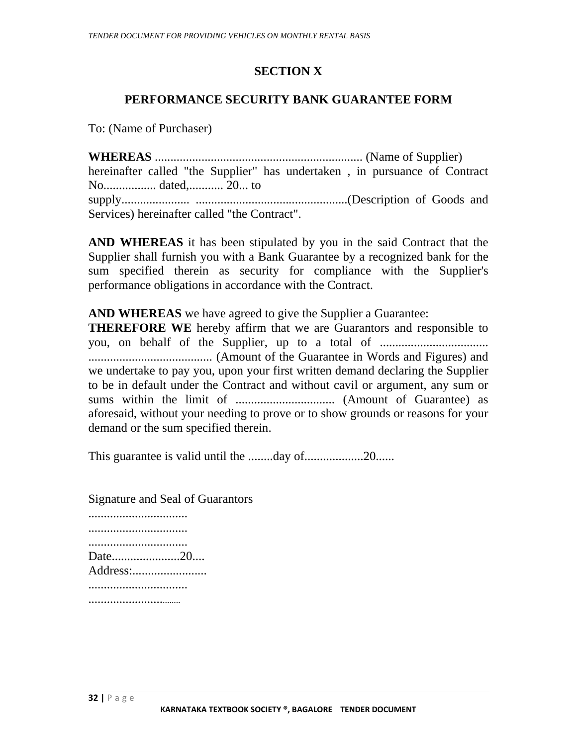## SECTION X

## PERFORMANCE SECURITY BANK GUARANTEE FORM

To: (Name of Purchaser)

**WHEREAS** .................................................................. (Name of Supplier) hereinafter called "the Supplier" has undertaken , in pursuance of Contract No................. dated,........... 20... to supply...................... .................................................(Description of Goods and Services) hereinafter called "the Contract".

**AND WHEREAS** it has been stipulated by you in the said Contract that the Supplier shall furnish you with a Bank Guarantee by a recognized bank for the sum specified therein as security for compliance with the Supplier's performance obligations in accordance with the Contract.

**AND WHEREAS** we have agreed to give the Supplier a Guarantee:
**THEREFORE WE** hereby affirm that we are Guarantors and responsible to you, on behalf of the Supplier, up to a total of ................................... ........................................ (Amount of the Guarantee in Words and Figures) and we undertake to pay you, upon your first written demand declaring the Supplier to be in default under the Contract and without cavil or argument, any sum or sums within the limit of ................................ (Amount of Guarantee) as aforesaid, without your needing to prove or to show grounds or reasons for your demand or the sum specified therein.

This guarantee is valid until the ........day of...................20......

Signature and Seal of Guarantors
................................
................................
................................
Date......................20....
Address:........................
................................
................................